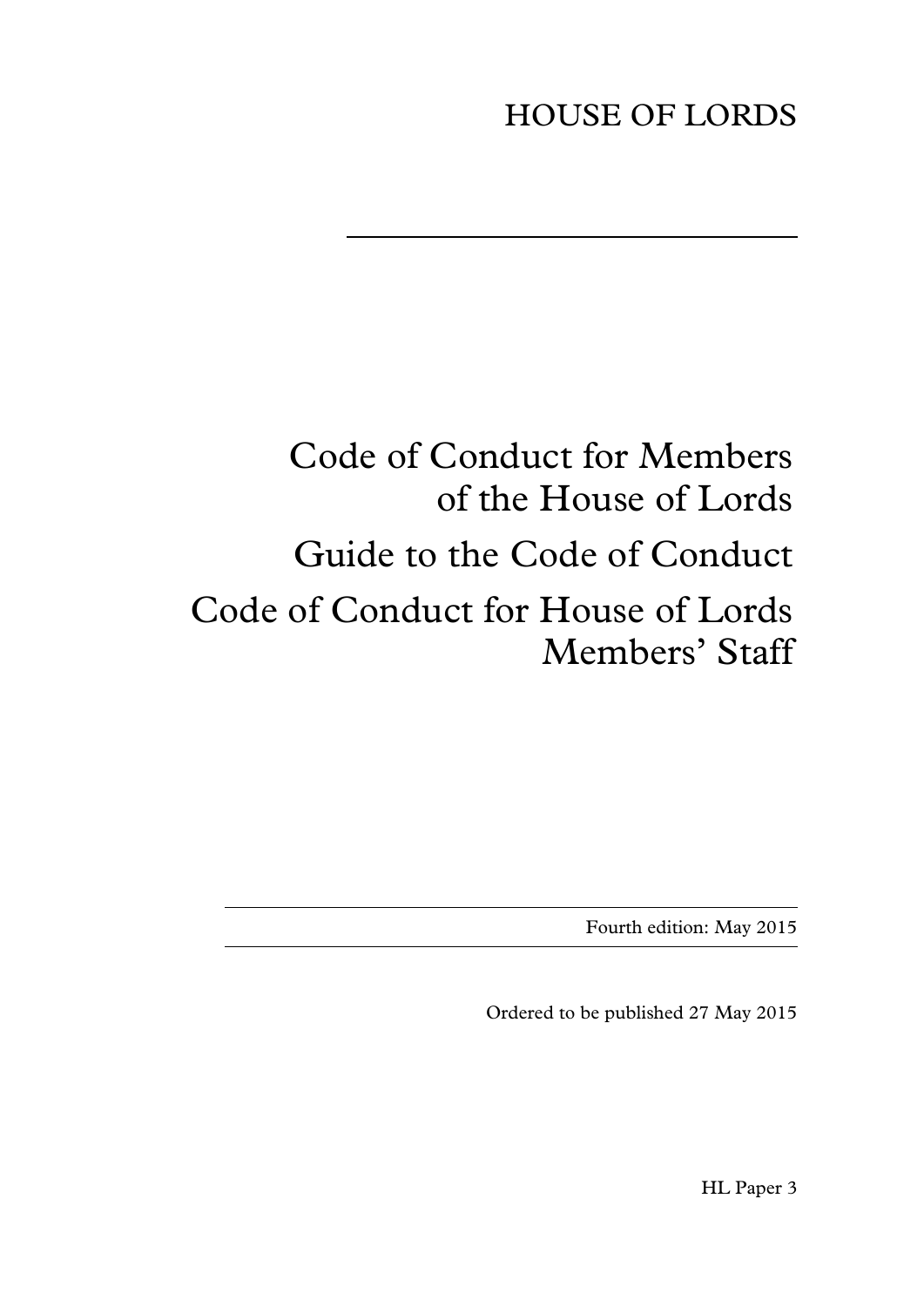HOUSE OF LORDS

# Code of Conduct for Members of the House of Lords

# Guide to the Code of Conduct

# Code of Conduct for House of Lords Members' Staff

Fourth edition: May 2015

Ordered to be published 27 May 2015

HL Paper 3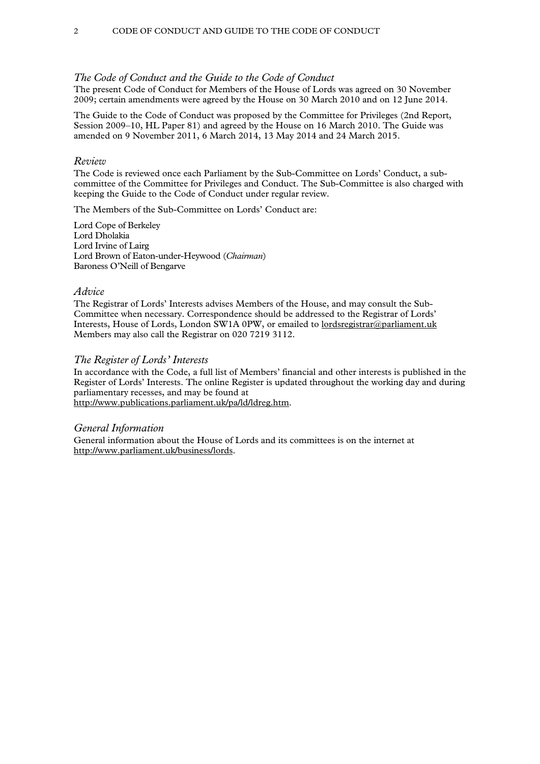## *The Code of Conduct and the Guide to the Code of Conduct*

The present Code of Conduct for Members of the House of Lords was agreed on 30 November 2009; certain amendments were agreed by the House on 30 March 2010 and on 12 June 2014.

The Guide to the Code of Conduct was proposed by the Committee for Privileges (2nd Report, Session 2009–10, HL Paper 81) and agreed by the House on 16 March 2010. The Guide was amended on 9 November 2011, 6 March 2014, 13 May 2014 and 24 March 2015.

## *Review*

The Code is reviewed once each Parliament by the Sub-Committee on Lords' Conduct, a sub-committee of the Committee for Privileges and Conduct. The Sub-Committee is also charged with keeping the Guide to the Code of Conduct under regular review.

The Members of the Sub-Committee on Lords' Conduct are:

Lord Cope of Berkeley
Lord Dholakia
Lord Irvine of Lairg
Lord Brown of Eaton-under-Heywood (*Chairman*)
Baroness O'Neill of Bengarve

## *Advice*

The Registrar of Lords' Interests advises Members of the House, and may consult the Sub-Committee when necessary. Correspondence should be addressed to the Registrar of Lords' Interests, House of Lords, London SW1A 0PW, or emailed to lordsregistrar@parliament.uk Members may also call the Registrar on 020 7219 3112.

## *The Register of Lords' Interests*

In accordance with the Code, a full list of Members' financial and other interests is published in the Register of Lords' Interests. The online Register is updated throughout the working day and during parliamentary recesses, and may be found at http://www.publications.parliament.uk/pa/ld/ldreg.htm.

## *General Information*

General information about the House of Lords and its committees is on the internet at http://www.parliament.uk/business/lords.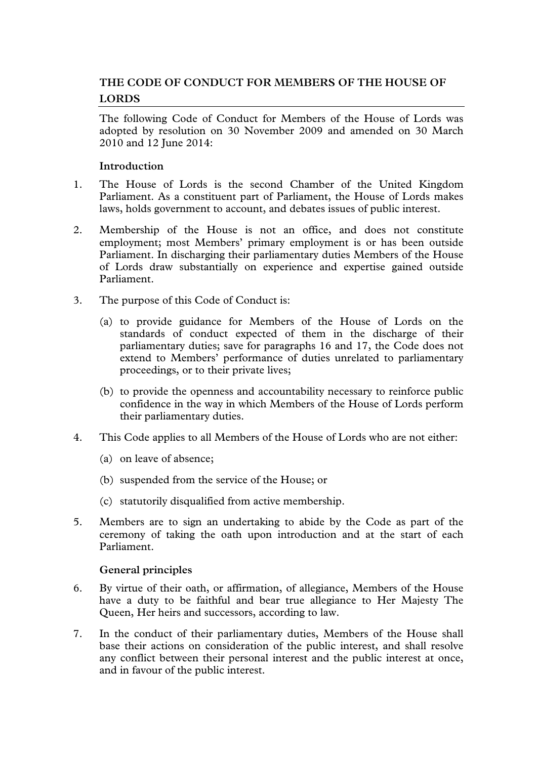## THE CODE OF CONDUCT FOR MEMBERS OF THE HOUSE OF LORDS

The following Code of Conduct for Members of the House of Lords was adopted by resolution on 30 November 2009 and amended on 30 March 2010 and 12 June 2014:

### Introduction

1. The House of Lords is the second Chamber of the United Kingdom Parliament. As a constituent part of Parliament, the House of Lords makes laws, holds government to account, and debates issues of public interest.

2. Membership of the House is not an office, and does not constitute employment; most Members' primary employment is or has been outside Parliament. In discharging their parliamentary duties Members of the House of Lords draw substantially on experience and expertise gained outside Parliament.

3. The purpose of this Code of Conduct is:

   (a) to provide guidance for Members of the House of Lords on the standards of conduct expected of them in the discharge of their parliamentary duties; save for paragraphs 16 and 17, the Code does not extend to Members' performance of duties unrelated to parliamentary proceedings, or to their private lives;

   (b) to provide the openness and accountability necessary to reinforce public confidence in the way in which Members of the House of Lords perform their parliamentary duties.

4. This Code applies to all Members of the House of Lords who are not either:

   (a) on leave of absence;

   (b) suspended from the service of the House; or

   (c) statutorily disqualified from active membership.

5. Members are to sign an undertaking to abide by the Code as part of the ceremony of taking the oath upon introduction and at the start of each Parliament.

### General principles

6. By virtue of their oath, or affirmation, of allegiance, Members of the House have a duty to be faithful and bear true allegiance to Her Majesty The Queen, Her heirs and successors, according to law.

7. In the conduct of their parliamentary duties, Members of the House shall base their actions on consideration of the public interest, and shall resolve any conflict between their personal interest and the public interest at once, and in favour of the public interest.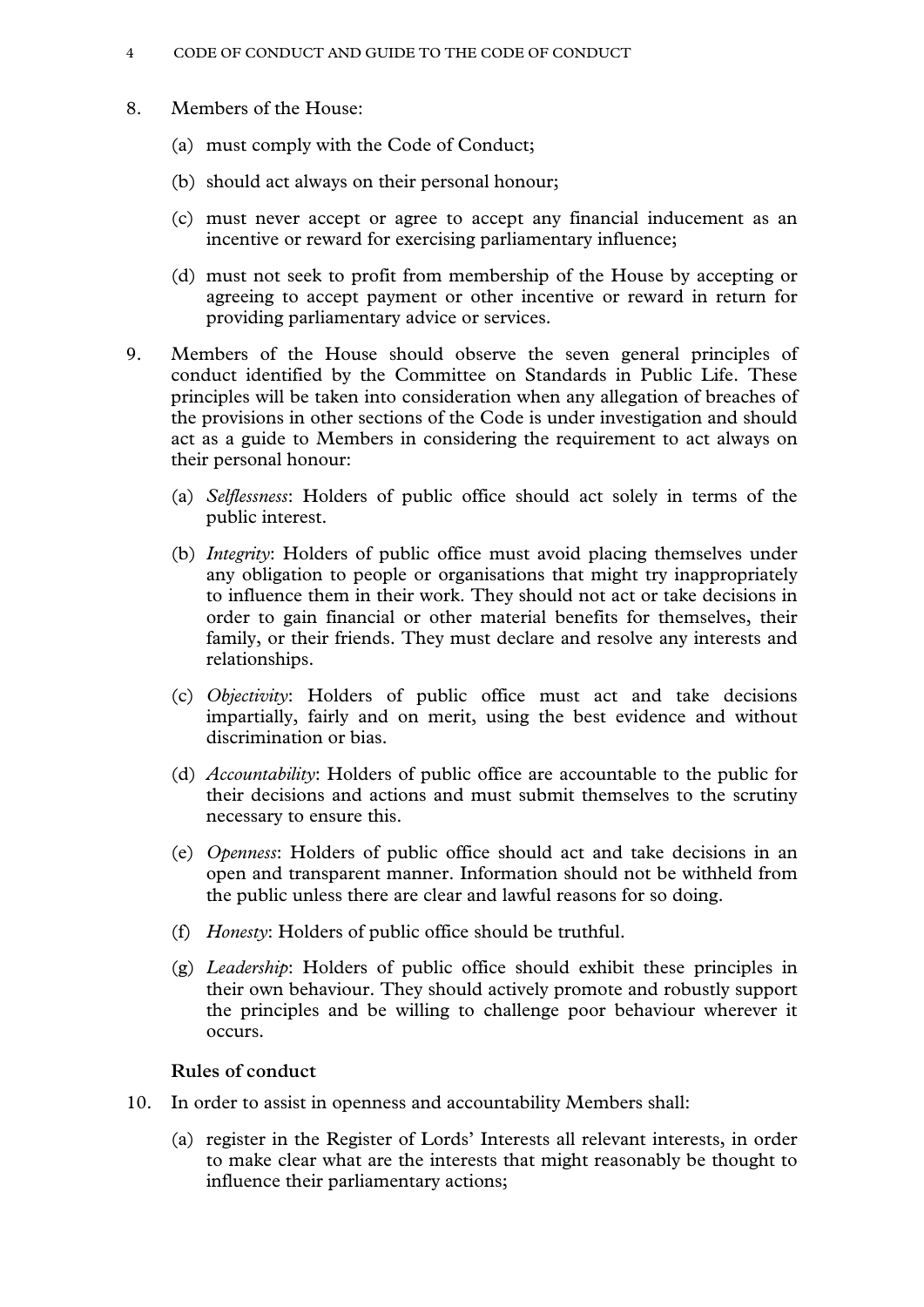8. Members of the House:

   (a) must comply with the Code of Conduct;

   (b) should act always on their personal honour;

   (c) must never accept or agree to accept any financial inducement as an incentive or reward for exercising parliamentary influence;

   (d) must not seek to profit from membership of the House by accepting or agreeing to accept payment or other incentive or reward in return for providing parliamentary advice or services.

9. Members of the House should observe the seven general principles of conduct identified by the Committee on Standards in Public Life. These principles will be taken into consideration when any allegation of breaches of the provisions in other sections of the Code is under investigation and should act as a guide to Members in considering the requirement to act always on their personal honour:

   (a) *Selflessness*: Holders of public office should act solely in terms of the public interest.

   (b) *Integrity*: Holders of public office must avoid placing themselves under any obligation to people or organisations that might try inappropriately to influence them in their work. They should not act or take decisions in order to gain financial or other material benefits for themselves, their family, or their friends. They must declare and resolve any interests and relationships.

   (c) *Objectivity*: Holders of public office must act and take decisions impartially, fairly and on merit, using the best evidence and without discrimination or bias.

   (d) *Accountability*: Holders of public office are accountable to the public for their decisions and actions and must submit themselves to the scrutiny necessary to ensure this.

   (e) *Openness*: Holders of public office should act and take decisions in an open and transparent manner. Information should not be withheld from the public unless there are clear and lawful reasons for so doing.

   (f) *Honesty*: Holders of public office should be truthful.

   (g) *Leadership*: Holders of public office should exhibit these principles in their own behaviour. They should actively promote and robustly support the principles and be willing to challenge poor behaviour wherever it occurs.

**Rules of conduct**

10. In order to assist in openness and accountability Members shall:

    (a) register in the Register of Lords' Interests all relevant interests, in order to make clear what are the interests that might reasonably be thought to influence their parliamentary actions;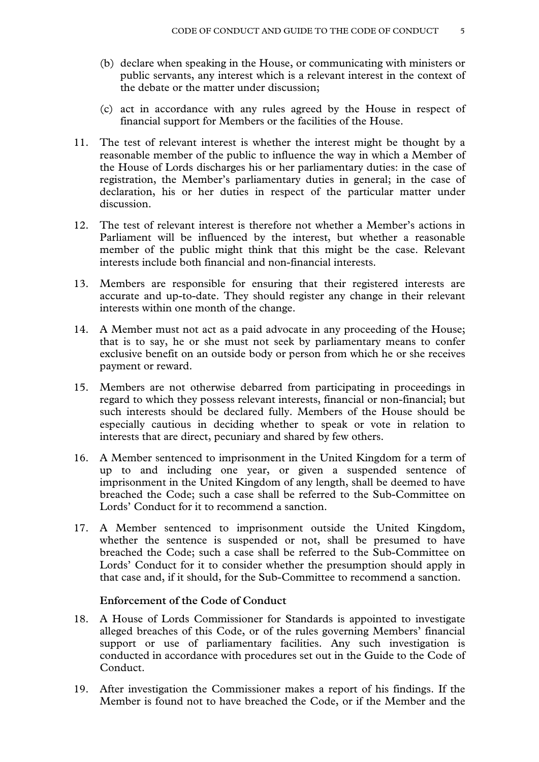(b) declare when speaking in the House, or communicating with ministers or public servants, any interest which is a relevant interest in the context of the debate or the matter under discussion;

(c) act in accordance with any rules agreed by the House in respect of financial support for Members or the facilities of the House.

11. The test of relevant interest is whether the interest might be thought by a reasonable member of the public to influence the way in which a Member of the House of Lords discharges his or her parliamentary duties: in the case of registration, the Member's parliamentary duties in general; in the case of declaration, his or her duties in respect of the particular matter under discussion.

12. The test of relevant interest is therefore not whether a Member's actions in Parliament will be influenced by the interest, but whether a reasonable member of the public might think that this might be the case. Relevant interests include both financial and non-financial interests.

13. Members are responsible for ensuring that their registered interests are accurate and up-to-date. They should register any change in their relevant interests within one month of the change.

14. A Member must not act as a paid advocate in any proceeding of the House; that is to say, he or she must not seek by parliamentary means to confer exclusive benefit on an outside body or person from which he or she receives payment or reward.

15. Members are not otherwise debarred from participating in proceedings in regard to which they possess relevant interests, financial or non-financial; but such interests should be declared fully. Members of the House should be especially cautious in deciding whether to speak or vote in relation to interests that are direct, pecuniary and shared by few others.

16. A Member sentenced to imprisonment in the United Kingdom for a term of up to and including one year, or given a suspended sentence of imprisonment in the United Kingdom of any length, shall be deemed to have breached the Code; such a case shall be referred to the Sub-Committee on Lords' Conduct for it to recommend a sanction.

17. A Member sentenced to imprisonment outside the United Kingdom, whether the sentence is suspended or not, shall be presumed to have breached the Code; such a case shall be referred to the Sub-Committee on Lords' Conduct for it to consider whether the presumption should apply in that case and, if it should, for the Sub-Committee to recommend a sanction.

### Enforcement of the Code of Conduct

18. A House of Lords Commissioner for Standards is appointed to investigate alleged breaches of this Code, or of the rules governing Members' financial support or use of parliamentary facilities. Any such investigation is conducted in accordance with procedures set out in the Guide to the Code of Conduct.

19. After investigation the Commissioner makes a report of his findings. If the Member is found not to have breached the Code, or if the Member and the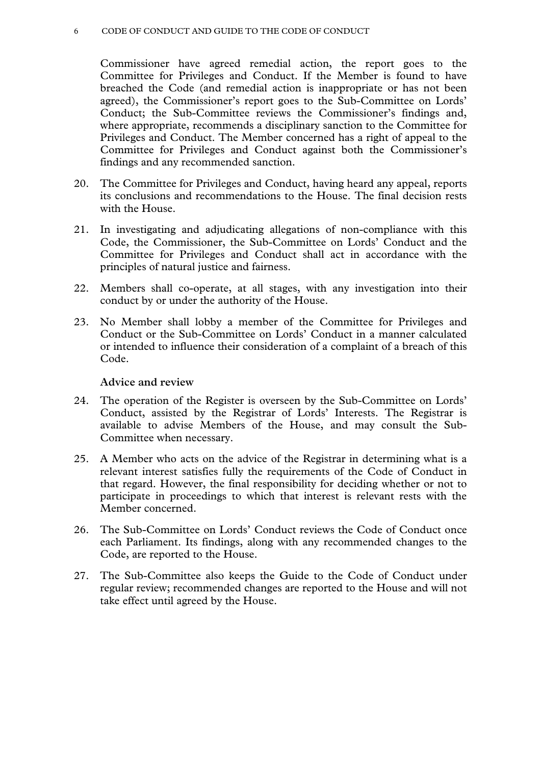Commissioner have agreed remedial action, the report goes to the Committee for Privileges and Conduct. If the Member is found to have breached the Code (and remedial action is inappropriate or has not been agreed), the Commissioner's report goes to the Sub-Committee on Lords' Conduct; the Sub-Committee reviews the Commissioner's findings and, where appropriate, recommends a disciplinary sanction to the Committee for Privileges and Conduct. The Member concerned has a right of appeal to the Committee for Privileges and Conduct against both the Commissioner's findings and any recommended sanction.

20. The Committee for Privileges and Conduct, having heard any appeal, reports its conclusions and recommendations to the House. The final decision rests with the House.

21. In investigating and adjudicating allegations of non-compliance with this Code, the Commissioner, the Sub-Committee on Lords' Conduct and the Committee for Privileges and Conduct shall act in accordance with the principles of natural justice and fairness.

22. Members shall co-operate, at all stages, with any investigation into their conduct by or under the authority of the House.

23. No Member shall lobby a member of the Committee for Privileges and Conduct or the Sub-Committee on Lords' Conduct in a manner calculated or intended to influence their consideration of a complaint of a breach of this Code.

**Advice and review**

24. The operation of the Register is overseen by the Sub-Committee on Lords' Conduct, assisted by the Registrar of Lords' Interests. The Registrar is available to advise Members of the House, and may consult the Sub-Committee when necessary.

25. A Member who acts on the advice of the Registrar in determining what is a relevant interest satisfies fully the requirements of the Code of Conduct in that regard. However, the final responsibility for deciding whether or not to participate in proceedings to which that interest is relevant rests with the Member concerned.

26. The Sub-Committee on Lords' Conduct reviews the Code of Conduct once each Parliament. Its findings, along with any recommended changes to the Code, are reported to the House.

27. The Sub-Committee also keeps the Guide to the Code of Conduct under regular review; recommended changes are reported to the House and will not take effect until agreed by the House.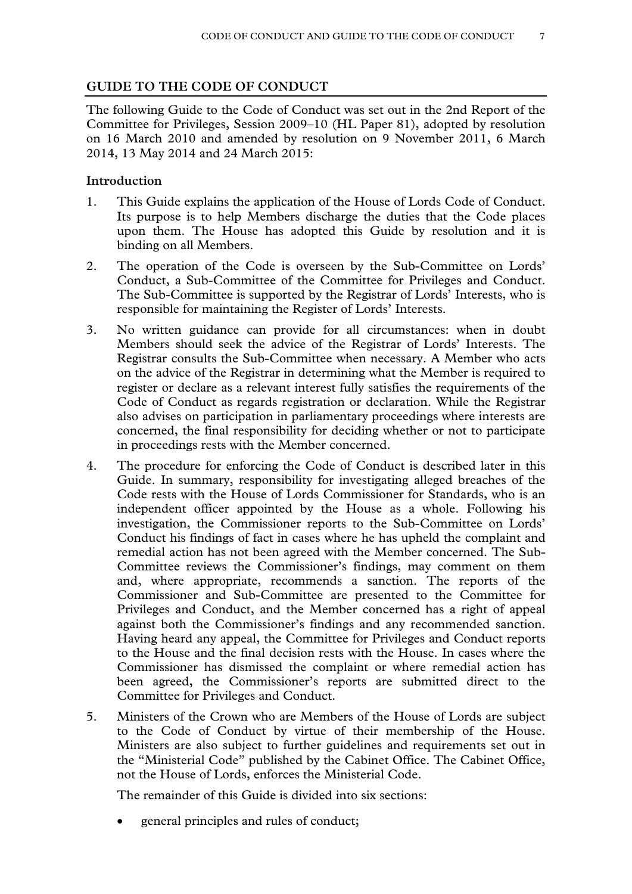## GUIDE TO THE CODE OF CONDUCT

The following Guide to the Code of Conduct was set out in the 2nd Report of the Committee for Privileges, Session 2009–10 (HL Paper 81), adopted by resolution on 16 March 2010 and amended by resolution on 9 November 2011, 6 March 2014, 13 May 2014 and 24 March 2015:

### Introduction

1. This Guide explains the application of the House of Lords Code of Conduct. Its purpose is to help Members discharge the duties that the Code places upon them. The House has adopted this Guide by resolution and it is binding on all Members.

2. The operation of the Code is overseen by the Sub-Committee on Lords' Conduct, a Sub-Committee of the Committee for Privileges and Conduct. The Sub-Committee is supported by the Registrar of Lords' Interests, who is responsible for maintaining the Register of Lords' Interests.

3. No written guidance can provide for all circumstances: when in doubt Members should seek the advice of the Registrar of Lords' Interests. The Registrar consults the Sub-Committee when necessary. A Member who acts on the advice of the Registrar in determining what the Member is required to register or declare as a relevant interest fully satisfies the requirements of the Code of Conduct as regards registration or declaration. While the Registrar also advises on participation in parliamentary proceedings where interests are concerned, the final responsibility for deciding whether or not to participate in proceedings rests with the Member concerned.

4. The procedure for enforcing the Code of Conduct is described later in this Guide. In summary, responsibility for investigating alleged breaches of the Code rests with the House of Lords Commissioner for Standards, who is an independent officer appointed by the House as a whole. Following his investigation, the Commissioner reports to the Sub-Committee on Lords' Conduct his findings of fact in cases where he has upheld the complaint and remedial action has not been agreed with the Member concerned. The Sub-Committee reviews the Commissioner's findings, may comment on them and, where appropriate, recommends a sanction. The reports of the Commissioner and Sub-Committee are presented to the Committee for Privileges and Conduct, and the Member concerned has a right of appeal against both the Commissioner's findings and any recommended sanction. Having heard any appeal, the Committee for Privileges and Conduct reports to the House and the final decision rests with the House. In cases where the Commissioner has dismissed the complaint or where remedial action has been agreed, the Commissioner's reports are submitted direct to the Committee for Privileges and Conduct.

5. Ministers of the Crown who are Members of the House of Lords are subject to the Code of Conduct by virtue of their membership of the House. Ministers are also subject to further guidelines and requirements set out in the "Ministerial Code" published by the Cabinet Office. The Cabinet Office, not the House of Lords, enforces the Ministerial Code.

   The remainder of this Guide is divided into six sections:

   - general principles and rules of conduct;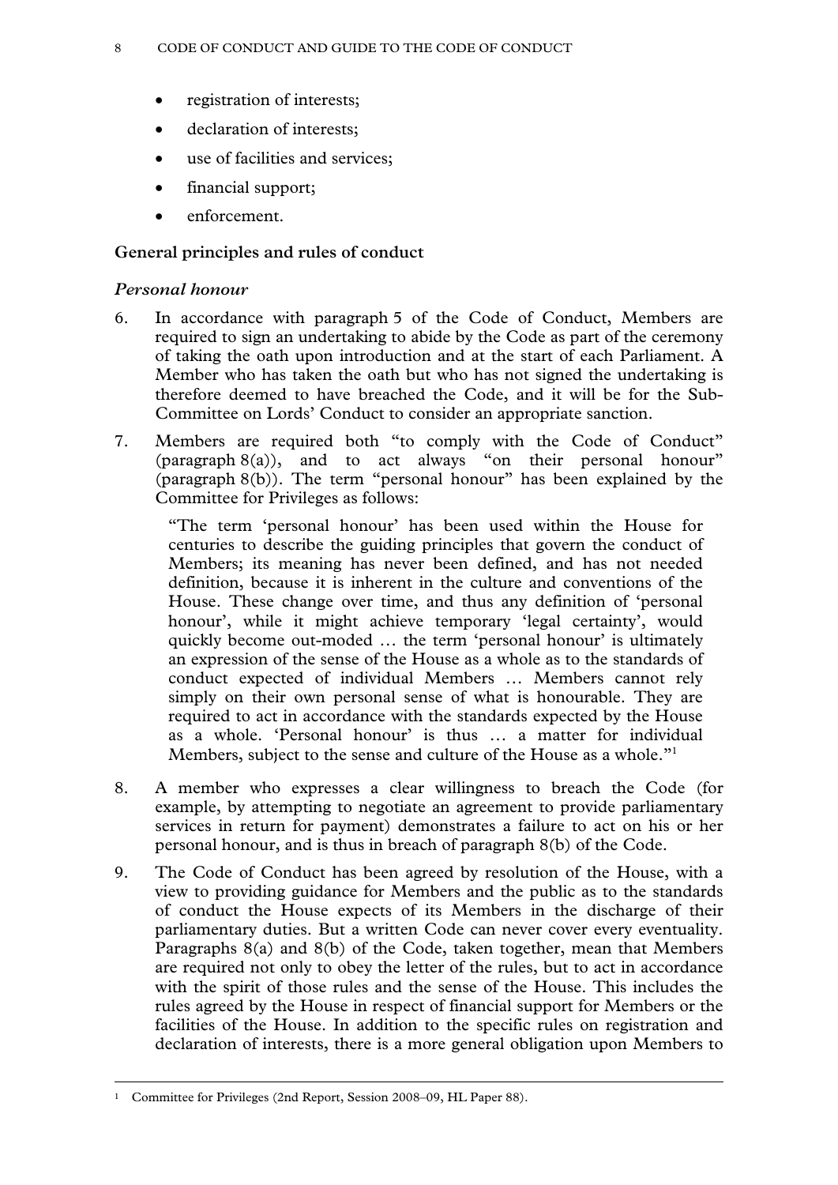- registration of interests;
- declaration of interests;
- use of facilities and services;
- financial support;
- enforcement.

## General principles and rules of conduct

### *Personal honour*

6. In accordance with paragraph 5 of the Code of Conduct, Members are required to sign an undertaking to abide by the Code as part of the ceremony of taking the oath upon introduction and at the start of each Parliament. A Member who has taken the oath but who has not signed the undertaking is therefore deemed to have breached the Code, and it will be for the Sub-Committee on Lords' Conduct to consider an appropriate sanction.

7. Members are required both "to comply with the Code of Conduct" (paragraph 8(a)), and to act always "on their personal honour" (paragraph 8(b)). The term "personal honour" has been explained by the Committee for Privileges as follows:

   > "The term 'personal honour' has been used within the House for centuries to describe the guiding principles that govern the conduct of Members; its meaning has never been defined, and has not needed definition, because it is inherent in the culture and conventions of the House. These change over time, and thus any definition of 'personal honour', while it might achieve temporary 'legal certainty', would quickly become out-moded … the term 'personal honour' is ultimately an expression of the sense of the House as a whole as to the standards of conduct expected of individual Members … Members cannot rely simply on their own personal sense of what is honourable. They are required to act in accordance with the standards expected by the House as a whole. 'Personal honour' is thus … a matter for individual Members, subject to the sense and culture of the House as a whole."[1]

8. A member who expresses a clear willingness to breach the Code (for example, by attempting to negotiate an agreement to provide parliamentary services in return for payment) demonstrates a failure to act on his or her personal honour, and is thus in breach of paragraph 8(b) of the Code.

9. The Code of Conduct has been agreed by resolution of the House, with a view to providing guidance for Members and the public as to the standards of conduct the House expects of its Members in the discharge of their parliamentary duties. But a written Code can never cover every eventuality. Paragraphs 8(a) and 8(b) of the Code, taken together, mean that Members are required not only to obey the letter of the rules, but to act in accordance with the spirit of those rules and the sense of the House. This includes the rules agreed by the House in respect of financial support for Members or the facilities of the House. In addition to the specific rules on registration and declaration of interests, there is a more general obligation upon Members to

---

[1] Committee for Privileges (2nd Report, Session 2008–09, HL Paper 88).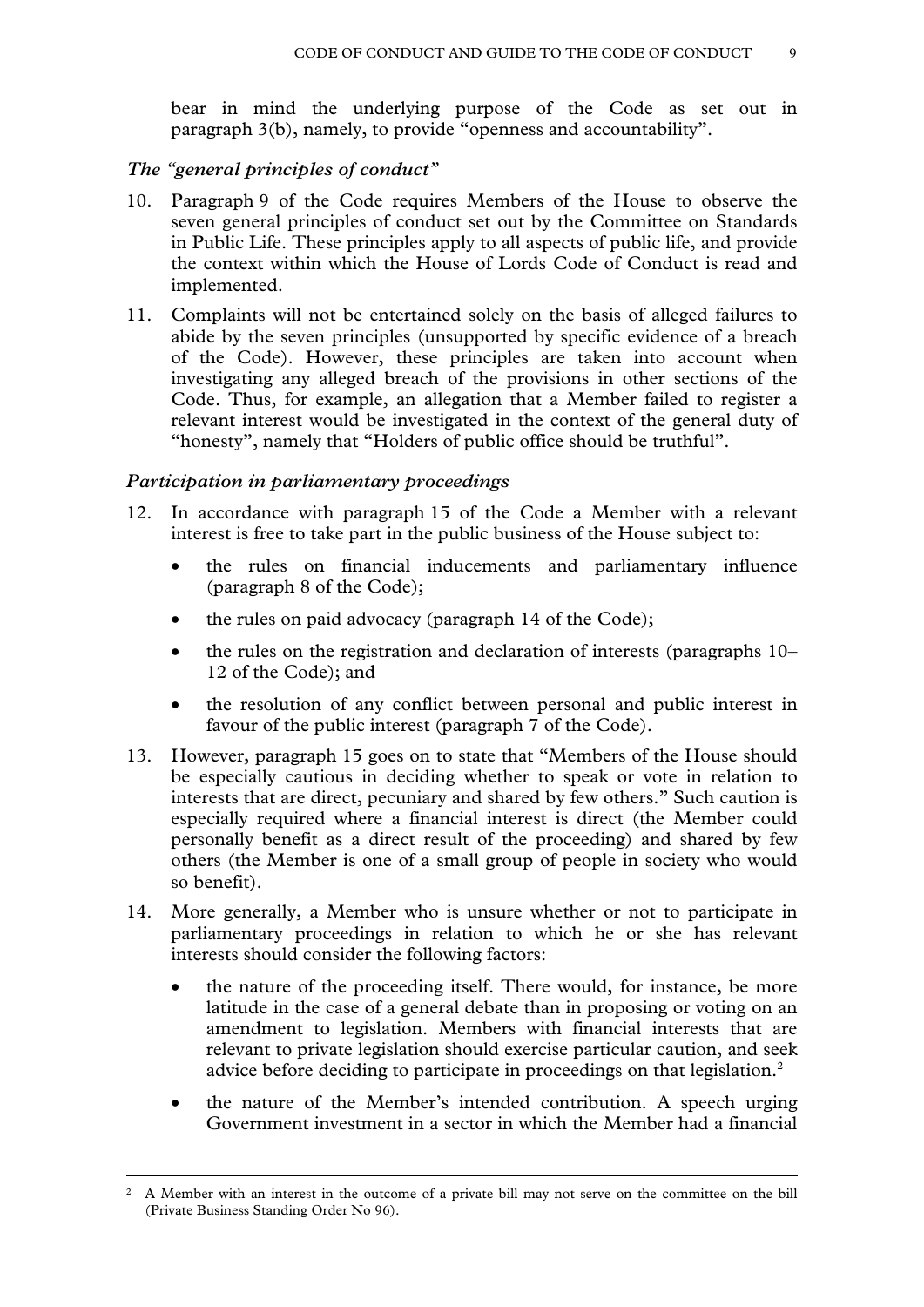bear in mind the underlying purpose of the Code as set out in paragraph 3(b), namely, to provide "openness and accountability".

### *The "general principles of conduct"*

10. Paragraph 9 of the Code requires Members of the House to observe the seven general principles of conduct set out by the Committee on Standards in Public Life. These principles apply to all aspects of public life, and provide the context within which the House of Lords Code of Conduct is read and implemented.

11. Complaints will not be entertained solely on the basis of alleged failures to abide by the seven principles (unsupported by specific evidence of a breach of the Code). However, these principles are taken into account when investigating any alleged breach of the provisions in other sections of the Code. Thus, for example, an allegation that a Member failed to register a relevant interest would be investigated in the context of the general duty of "honesty", namely that "Holders of public office should be truthful".

### *Participation in parliamentary proceedings*

12. In accordance with paragraph 15 of the Code a Member with a relevant interest is free to take part in the public business of the House subject to:

    - the rules on financial inducements and parliamentary influence (paragraph 8 of the Code);
    - the rules on paid advocacy (paragraph 14 of the Code);
    - the rules on the registration and declaration of interests (paragraphs 10–12 of the Code); and
    - the resolution of any conflict between personal and public interest in favour of the public interest (paragraph 7 of the Code).

13. However, paragraph 15 goes on to state that "Members of the House should be especially cautious in deciding whether to speak or vote in relation to interests that are direct, pecuniary and shared by few others." Such caution is especially required where a financial interest is direct (the Member could personally benefit as a direct result of the proceeding) and shared by few others (the Member is one of a small group of people in society who would so benefit).

14. More generally, a Member who is unsure whether or not to participate in parliamentary proceedings in relation to which he or she has relevant interests should consider the following factors:

    - the nature of the proceeding itself. There would, for instance, be more latitude in the case of a general debate than in proposing or voting on an amendment to legislation. Members with financial interests that are relevant to private legislation should exercise particular caution, and seek advice before deciding to participate in proceedings on that legislation.[2]
    - the nature of the Member's intended contribution. A speech urging Government investment in a sector in which the Member had a financial

---

[2] A Member with an interest in the outcome of a private bill may not serve on the committee on the bill (Private Business Standing Order No 96).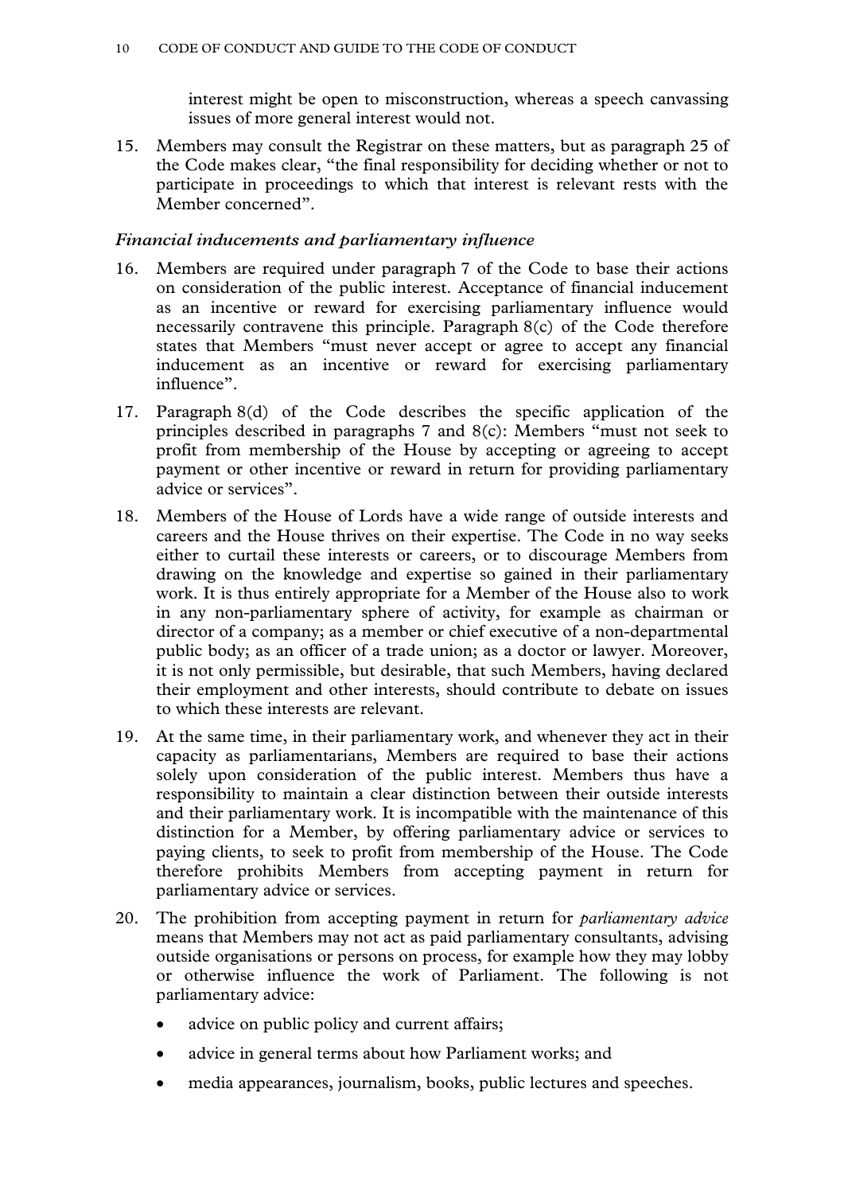interest might be open to misconstruction, whereas a speech canvassing issues of more general interest would not.

15. Members may consult the Registrar on these matters, but as paragraph 25 of the Code makes clear, "the final responsibility for deciding whether or not to participate in proceedings to which that interest is relevant rests with the Member concerned".

### *Financial inducements and parliamentary influence*

16. Members are required under paragraph 7 of the Code to base their actions on consideration of the public interest. Acceptance of financial inducement as an incentive or reward for exercising parliamentary influence would necessarily contravene this principle. Paragraph 8(c) of the Code therefore states that Members "must never accept or agree to accept any financial inducement as an incentive or reward for exercising parliamentary influence".

17. Paragraph 8(d) of the Code describes the specific application of the principles described in paragraphs 7 and 8(c): Members "must not seek to profit from membership of the House by accepting or agreeing to accept payment or other incentive or reward in return for providing parliamentary advice or services".

18. Members of the House of Lords have a wide range of outside interests and careers and the House thrives on their expertise. The Code in no way seeks either to curtail these interests or careers, or to discourage Members from drawing on the knowledge and expertise so gained in their parliamentary work. It is thus entirely appropriate for a Member of the House also to work in any non-parliamentary sphere of activity, for example as chairman or director of a company; as a member or chief executive of a non-departmental public body; as an officer of a trade union; as a doctor or lawyer. Moreover, it is not only permissible, but desirable, that such Members, having declared their employment and other interests, should contribute to debate on issues to which these interests are relevant.

19. At the same time, in their parliamentary work, and whenever they act in their capacity as parliamentarians, Members are required to base their actions solely upon consideration of the public interest. Members thus have a responsibility to maintain a clear distinction between their outside interests and their parliamentary work. It is incompatible with the maintenance of this distinction for a Member, by offering parliamentary advice or services to paying clients, to seek to profit from membership of the House. The Code therefore prohibits Members from accepting payment in return for parliamentary advice or services.

20. The prohibition from accepting payment in return for *parliamentary advice* means that Members may not act as paid parliamentary consultants, advising outside organisations or persons on process, for example how they may lobby or otherwise influence the work of Parliament. The following is not parliamentary advice:

    - advice on public policy and current affairs;
    - advice in general terms about how Parliament works; and
    - media appearances, journalism, books, public lectures and speeches.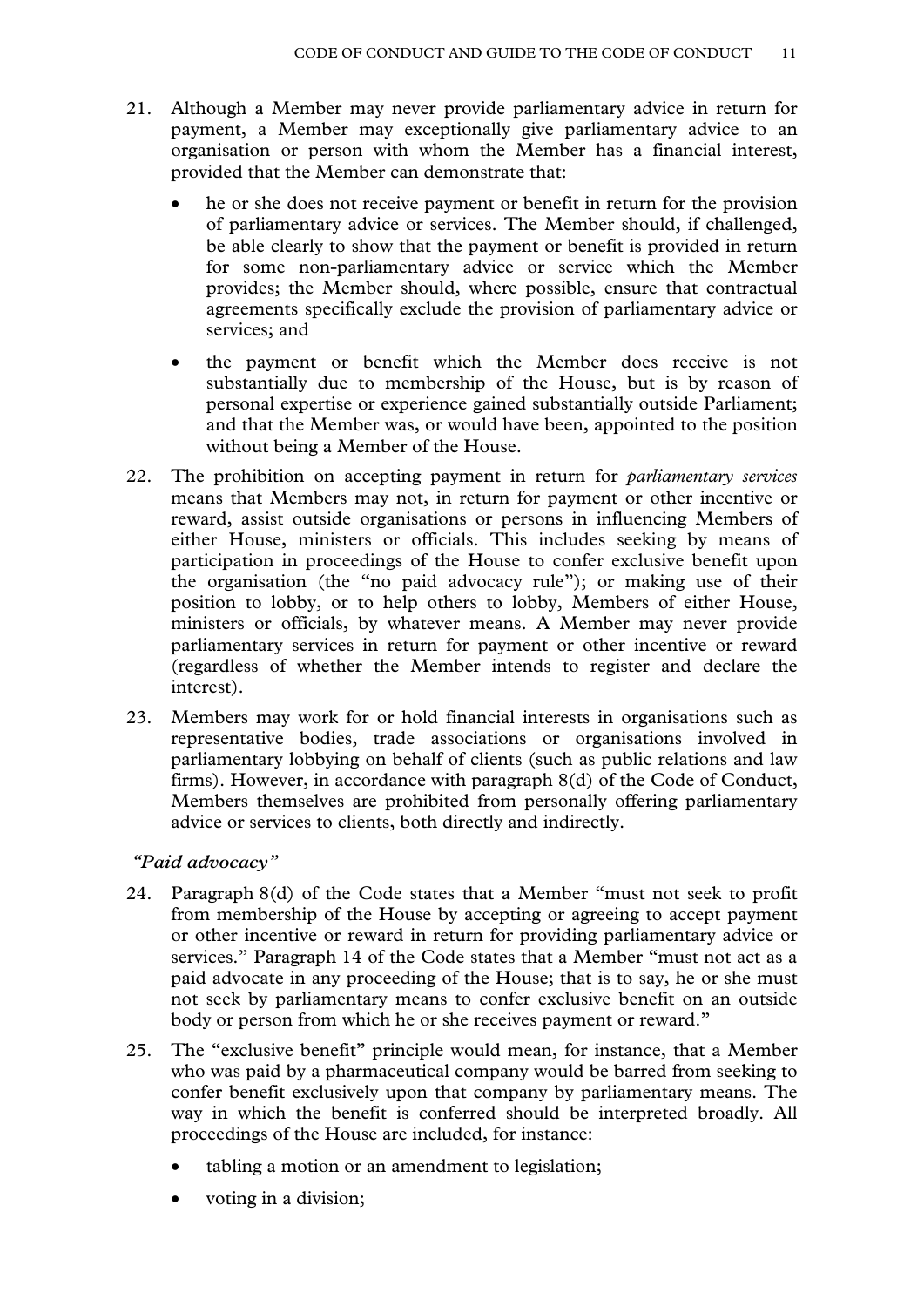21. Although a Member may never provide parliamentary advice in return for payment, a Member may exceptionally give parliamentary advice to an organisation or person with whom the Member has a financial interest, provided that the Member can demonstrate that:

    - he or she does not receive payment or benefit in return for the provision of parliamentary advice or services. The Member should, if challenged, be able clearly to show that the payment or benefit is provided in return for some non-parliamentary advice or service which the Member provides; the Member should, where possible, ensure that contractual agreements specifically exclude the provision of parliamentary advice or services; and

    - the payment or benefit which the Member does receive is not substantially due to membership of the House, but is by reason of personal expertise or experience gained substantially outside Parliament; and that the Member was, or would have been, appointed to the position without being a Member of the House.

22. The prohibition on accepting payment in return for *parliamentary services* means that Members may not, in return for payment or other incentive or reward, assist outside organisations or persons in influencing Members of either House, ministers or officials. This includes seeking by means of participation in proceedings of the House to confer exclusive benefit upon the organisation (the "no paid advocacy rule"); or making use of their position to lobby, or to help others to lobby, Members of either House, ministers or officials, by whatever means. A Member may never provide parliamentary services in return for payment or other incentive or reward (regardless of whether the Member intends to register and declare the interest).

23. Members may work for or hold financial interests in organisations such as representative bodies, trade associations or organisations involved in parliamentary lobbying on behalf of clients (such as public relations and law firms). However, in accordance with paragraph 8(d) of the Code of Conduct, Members themselves are prohibited from personally offering parliamentary advice or services to clients, both directly and indirectly.

### *"Paid advocacy"*

24. Paragraph 8(d) of the Code states that a Member "must not seek to profit from membership of the House by accepting or agreeing to accept payment or other incentive or reward in return for providing parliamentary advice or services." Paragraph 14 of the Code states that a Member "must not act as a paid advocate in any proceeding of the House; that is to say, he or she must not seek by parliamentary means to confer exclusive benefit on an outside body or person from which he or she receives payment or reward."

25. The "exclusive benefit" principle would mean, for instance, that a Member who was paid by a pharmaceutical company would be barred from seeking to confer benefit exclusively upon that company by parliamentary means. The way in which the benefit is conferred should be interpreted broadly. All proceedings of the House are included, for instance:

    - tabling a motion or an amendment to legislation;

    - voting in a division;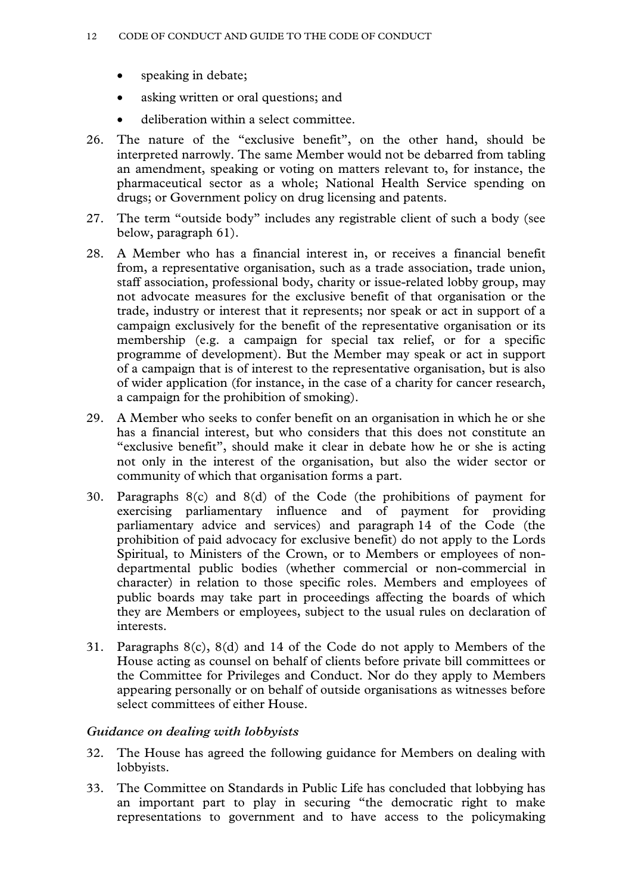- speaking in debate;
- asking written or oral questions; and
- deliberation within a select committee.

26. The nature of the "exclusive benefit", on the other hand, should be interpreted narrowly. The same Member would not be debarred from tabling an amendment, speaking or voting on matters relevant to, for instance, the pharmaceutical sector as a whole; National Health Service spending on drugs; or Government policy on drug licensing and patents.

27. The term "outside body" includes any registrable client of such a body (see below, paragraph 61).

28. A Member who has a financial interest in, or receives a financial benefit from, a representative organisation, such as a trade association, trade union, staff association, professional body, charity or issue-related lobby group, may not advocate measures for the exclusive benefit of that organisation or the trade, industry or interest that it represents; nor speak or act in support of a campaign exclusively for the benefit of the representative organisation or its membership (e.g. a campaign for special tax relief, or for a specific programme of development). But the Member may speak or act in support of a campaign that is of interest to the representative organisation, but is also of wider application (for instance, in the case of a charity for cancer research, a campaign for the prohibition of smoking).

29. A Member who seeks to confer benefit on an organisation in which he or she has a financial interest, but who considers that this does not constitute an "exclusive benefit", should make it clear in debate how he or she is acting not only in the interest of the organisation, but also the wider sector or community of which that organisation forms a part.

30. Paragraphs 8(c) and 8(d) of the Code (the prohibitions of payment for exercising parliamentary influence and of payment for providing parliamentary advice and services) and paragraph 14 of the Code (the prohibition of paid advocacy for exclusive benefit) do not apply to the Lords Spiritual, to Ministers of the Crown, or to Members or employees of non-departmental public bodies (whether commercial or non-commercial in character) in relation to those specific roles. Members and employees of public boards may take part in proceedings affecting the boards of which they are Members or employees, subject to the usual rules on declaration of interests.

31. Paragraphs 8(c), 8(d) and 14 of the Code do not apply to Members of the House acting as counsel on behalf of clients before private bill committees or the Committee for Privileges and Conduct. Nor do they apply to Members appearing personally or on behalf of outside organisations as witnesses before select committees of either House.

### *Guidance on dealing with lobbyists*

32. The House has agreed the following guidance for Members on dealing with lobbyists.

33. The Committee on Standards in Public Life has concluded that lobbying has an important part to play in securing "the democratic right to make representations to government and to have access to the policymaking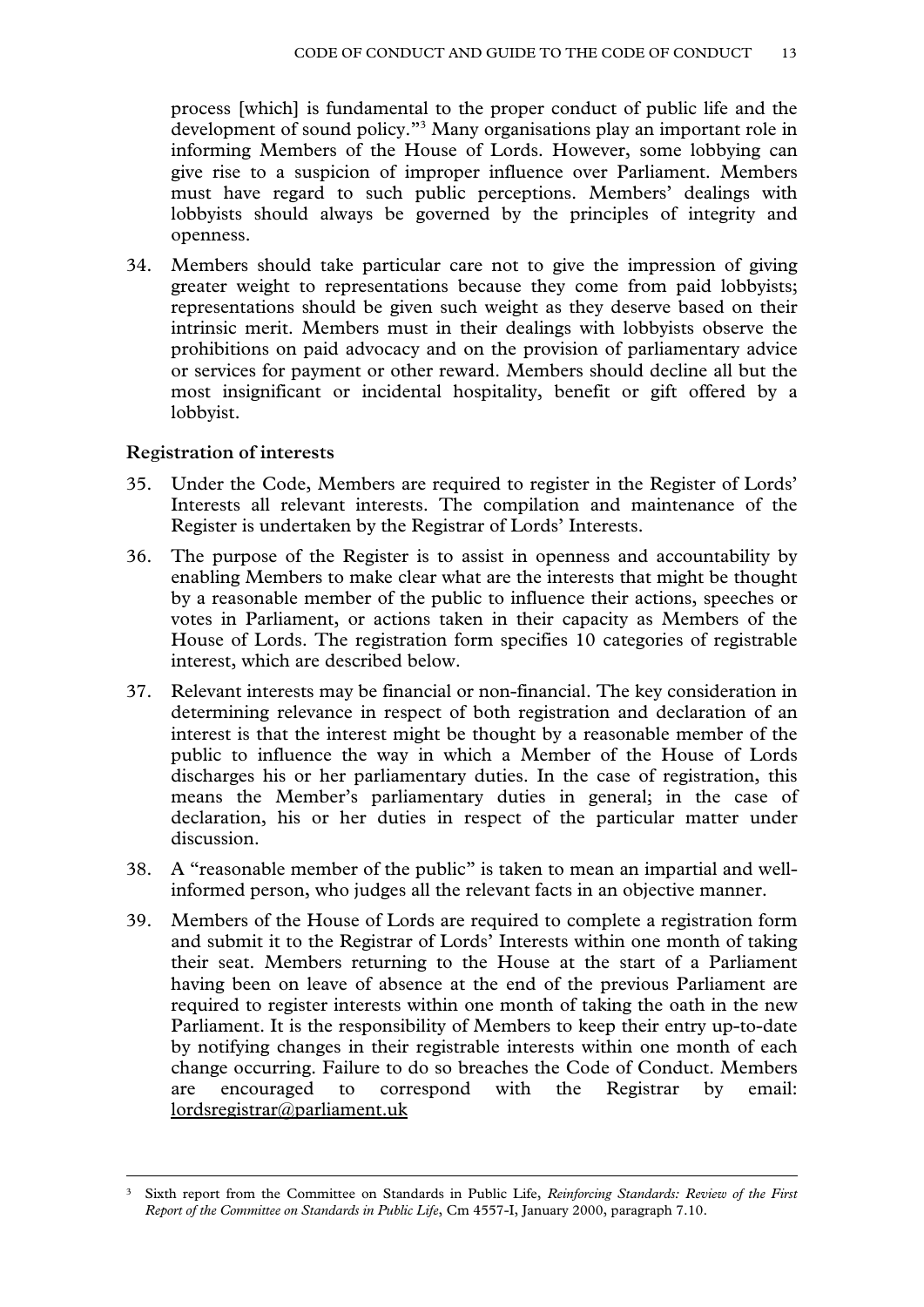process [which] is fundamental to the proper conduct of public life and the development of sound policy."[3] Many organisations play an important role in informing Members of the House of Lords. However, some lobbying can give rise to a suspicion of improper influence over Parliament. Members must have regard to such public perceptions. Members' dealings with lobbyists should always be governed by the principles of integrity and openness.

34. Members should take particular care not to give the impression of giving greater weight to representations because they come from paid lobbyists; representations should be given such weight as they deserve based on their intrinsic merit. Members must in their dealings with lobbyists observe the prohibitions on paid advocacy and on the provision of parliamentary advice or services for payment or other reward. Members should decline all but the most insignificant or incidental hospitality, benefit or gift offered by a lobbyist.

### Registration of interests

35. Under the Code, Members are required to register in the Register of Lords' Interests all relevant interests. The compilation and maintenance of the Register is undertaken by the Registrar of Lords' Interests.

36. The purpose of the Register is to assist in openness and accountability by enabling Members to make clear what are the interests that might be thought by a reasonable member of the public to influence their actions, speeches or votes in Parliament, or actions taken in their capacity as Members of the House of Lords. The registration form specifies 10 categories of registrable interest, which are described below.

37. Relevant interests may be financial or non-financial. The key consideration in determining relevance in respect of both registration and declaration of an interest is that the interest might be thought by a reasonable member of the public to influence the way in which a Member of the House of Lords discharges his or her parliamentary duties. In the case of registration, this means the Member's parliamentary duties in general; in the case of declaration, his or her duties in respect of the particular matter under discussion.

38. A "reasonable member of the public" is taken to mean an impartial and well-informed person, who judges all the relevant facts in an objective manner.

39. Members of the House of Lords are required to complete a registration form and submit it to the Registrar of Lords' Interests within one month of taking their seat. Members returning to the House at the start of a Parliament having been on leave of absence at the end of the previous Parliament are required to register interests within one month of taking the oath in the new Parliament. It is the responsibility of Members to keep their entry up-to-date by notifying changes in their registrable interests within one month of each change occurring. Failure to do so breaches the Code of Conduct. Members are encouraged to correspond with the Registrar by email: lordsregistrar@parliament.uk

---

[3] Sixth report from the Committee on Standards in Public Life, *Reinforcing Standards: Review of the First Report of the Committee on Standards in Public Life*, Cm 4557-I, January 2000, paragraph 7.10.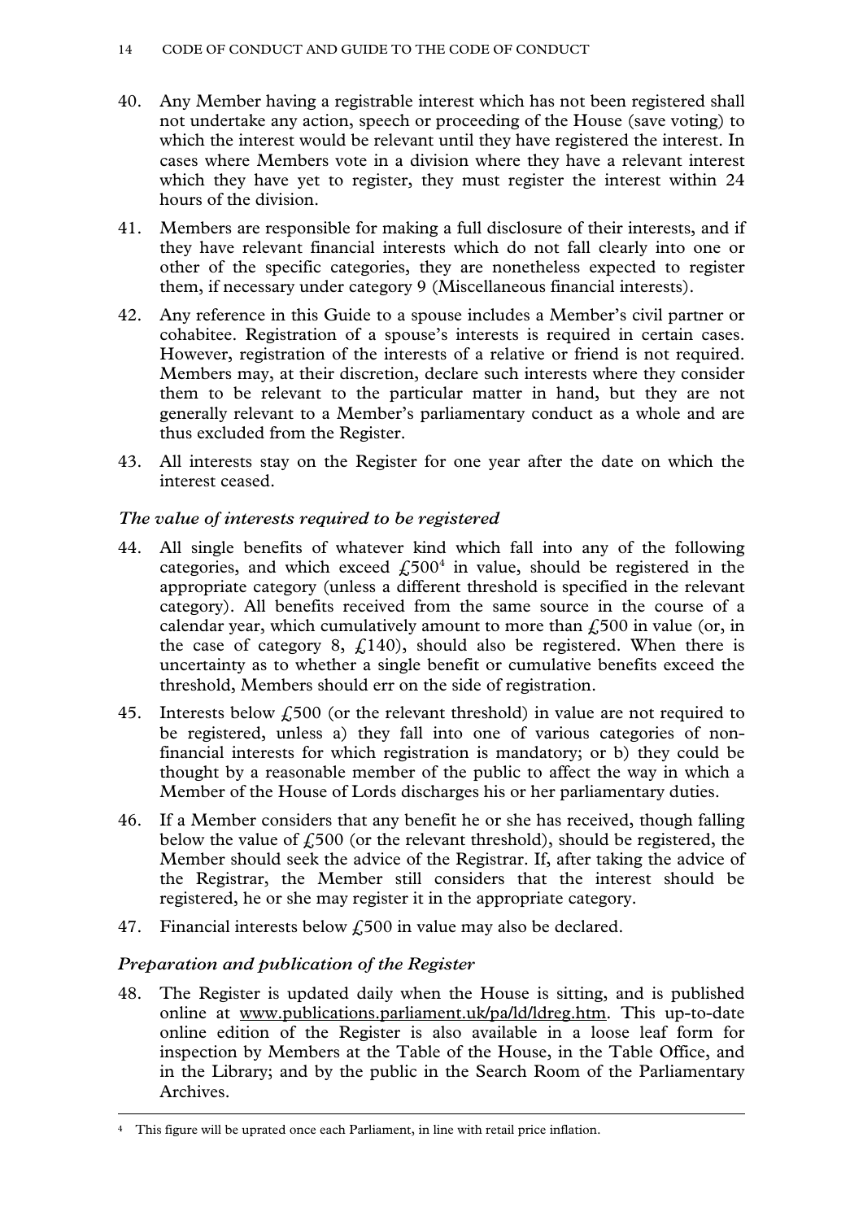40. Any Member having a registrable interest which has not been registered shall not undertake any action, speech or proceeding of the House (save voting) to which the interest would be relevant until they have registered the interest. In cases where Members vote in a division where they have a relevant interest which they have yet to register, they must register the interest within 24 hours of the division.

41. Members are responsible for making a full disclosure of their interests, and if they have relevant financial interests which do not fall clearly into one or other of the specific categories, they are nonetheless expected to register them, if necessary under category 9 (Miscellaneous financial interests).

42. Any reference in this Guide to a spouse includes a Member's civil partner or cohabitee. Registration of a spouse's interests is required in certain cases. However, registration of the interests of a relative or friend is not required. Members may, at their discretion, declare such interests where they consider them to be relevant to the particular matter in hand, but they are not generally relevant to a Member's parliamentary conduct as a whole and are thus excluded from the Register.

43. All interests stay on the Register for one year after the date on which the interest ceased.

### *The value of interests required to be registered*

44. All single benefits of whatever kind which fall into any of the following categories, and which exceed £500[4] in value, should be registered in the appropriate category (unless a different threshold is specified in the relevant category). All benefits received from the same source in the course of a calendar year, which cumulatively amount to more than £500 in value (or, in the case of category 8, £140), should also be registered. When there is uncertainty as to whether a single benefit or cumulative benefits exceed the threshold, Members should err on the side of registration.

45. Interests below £500 (or the relevant threshold) in value are not required to be registered, unless a) they fall into one of various categories of non-financial interests for which registration is mandatory; or b) they could be thought by a reasonable member of the public to affect the way in which a Member of the House of Lords discharges his or her parliamentary duties.

46. If a Member considers that any benefit he or she has received, though falling below the value of £500 (or the relevant threshold), should be registered, the Member should seek the advice of the Registrar. If, after taking the advice of the Registrar, the Member still considers that the interest should be registered, he or she may register it in the appropriate category.

47. Financial interests below £500 in value may also be declared.

### *Preparation and publication of the Register*

48. The Register is updated daily when the House is sitting, and is published online at www.publications.parliament.uk/pa/ld/ldreg.htm. This up-to-date online edition of the Register is also available in a loose leaf form for inspection by Members at the Table of the House, in the Table Office, and in the Library; and by the public in the Search Room of the Parliamentary Archives.

---

[4] This figure will be uprated once each Parliament, in line with retail price inflation.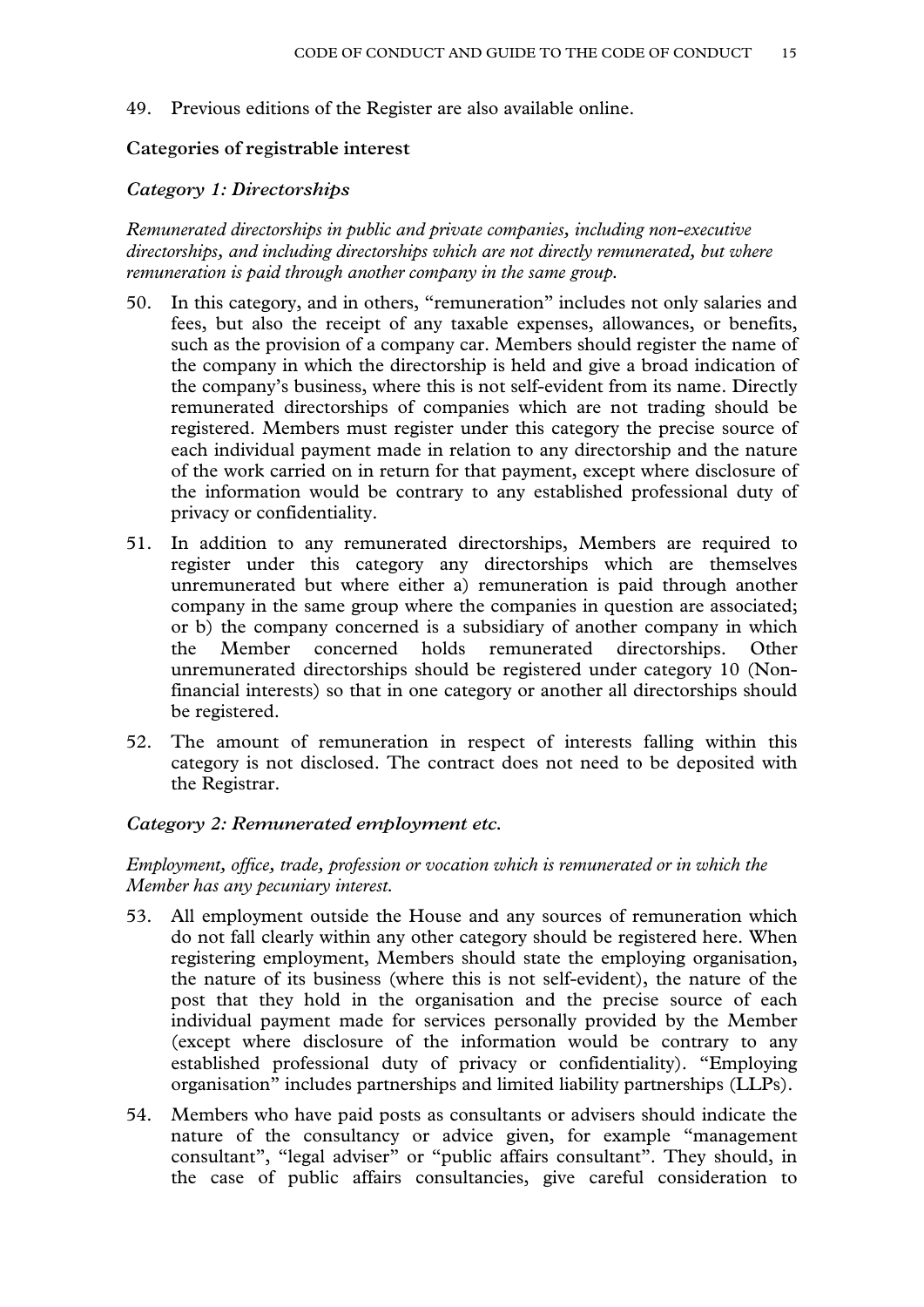49. Previous editions of the Register are also available online.

### Categories of registrable interest

#### *Category 1: Directorships*

*Remunerated directorships in public and private companies, including non-executive directorships, and including directorships which are not directly remunerated, but where remuneration is paid through another company in the same group.*

50. In this category, and in others, "remuneration" includes not only salaries and fees, but also the receipt of any taxable expenses, allowances, or benefits, such as the provision of a company car. Members should register the name of the company in which the directorship is held and give a broad indication of the company's business, where this is not self-evident from its name. Directly remunerated directorships of companies which are not trading should be registered. Members must register under this category the precise source of each individual payment made in relation to any directorship and the nature of the work carried on in return for that payment, except where disclosure of the information would be contrary to any established professional duty of privacy or confidentiality.

51. In addition to any remunerated directorships, Members are required to register under this category any directorships which are themselves unremunerated but where either a) remuneration is paid through another company in the same group where the companies in question are associated; or b) the company concerned is a subsidiary of another company in which the Member concerned holds remunerated directorships. Other unremunerated directorships should be registered under category 10 (Non-financial interests) so that in one category or another all directorships should be registered.

52. The amount of remuneration in respect of interests falling within this category is not disclosed. The contract does not need to be deposited with the Registrar.

#### *Category 2: Remunerated employment etc.*

*Employment, office, trade, profession or vocation which is remunerated or in which the Member has any pecuniary interest.*

53. All employment outside the House and any sources of remuneration which do not fall clearly within any other category should be registered here. When registering employment, Members should state the employing organisation, the nature of its business (where this is not self-evident), the nature of the post that they hold in the organisation and the precise source of each individual payment made for services personally provided by the Member (except where disclosure of the information would be contrary to any established professional duty of privacy or confidentiality). "Employing organisation" includes partnerships and limited liability partnerships (LLPs).

54. Members who have paid posts as consultants or advisers should indicate the nature of the consultancy or advice given, for example "management consultant", "legal adviser" or "public affairs consultant". They should, in the case of public affairs consultancies, give careful consideration to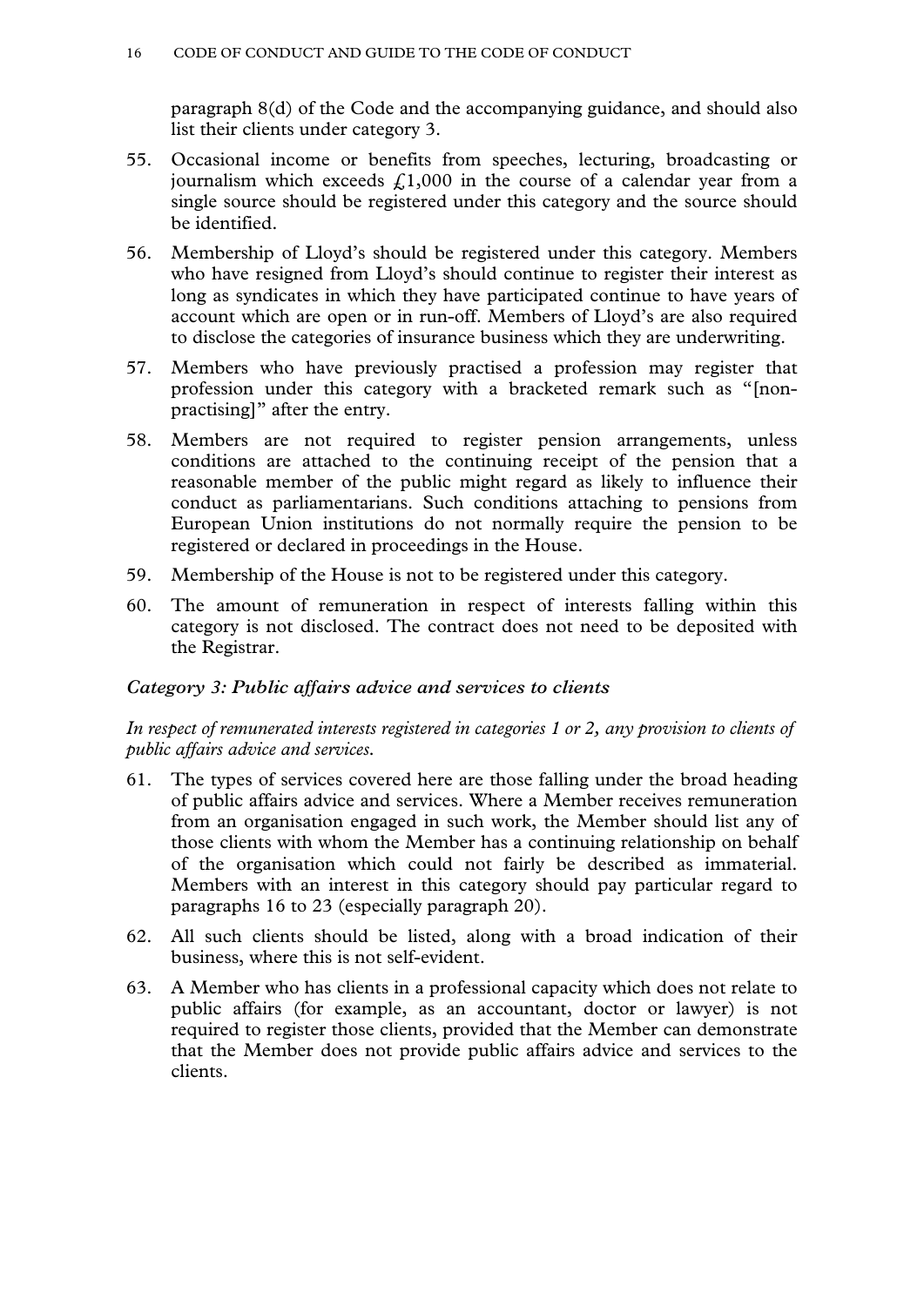paragraph 8(d) of the Code and the accompanying guidance, and should also list their clients under category 3.

55. Occasional income or benefits from speeches, lecturing, broadcasting or journalism which exceeds £1,000 in the course of a calendar year from a single source should be registered under this category and the source should be identified.

56. Membership of Lloyd's should be registered under this category. Members who have resigned from Lloyd's should continue to register their interest as long as syndicates in which they have participated continue to have years of account which are open or in run-off. Members of Lloyd's are also required to disclose the categories of insurance business which they are underwriting.

57. Members who have previously practised a profession may register that profession under this category with a bracketed remark such as "[non-practising]" after the entry.

58. Members are not required to register pension arrangements, unless conditions are attached to the continuing receipt of the pension that a reasonable member of the public might regard as likely to influence their conduct as parliamentarians. Such conditions attaching to pensions from European Union institutions do not normally require the pension to be registered or declared in proceedings in the House.

59. Membership of the House is not to be registered under this category.

60. The amount of remuneration in respect of interests falling within this category is not disclosed. The contract does not need to be deposited with the Registrar.

### *Category 3: Public affairs advice and services to clients*

*In respect of remunerated interests registered in categories 1 or 2, any provision to clients of public affairs advice and services.*

61. The types of services covered here are those falling under the broad heading of public affairs advice and services. Where a Member receives remuneration from an organisation engaged in such work, the Member should list any of those clients with whom the Member has a continuing relationship on behalf of the organisation which could not fairly be described as immaterial. Members with an interest in this category should pay particular regard to paragraphs 16 to 23 (especially paragraph 20).

62. All such clients should be listed, along with a broad indication of their business, where this is not self-evident.

63. A Member who has clients in a professional capacity which does not relate to public affairs (for example, as an accountant, doctor or lawyer) is not required to register those clients, provided that the Member can demonstrate that the Member does not provide public affairs advice and services to the clients.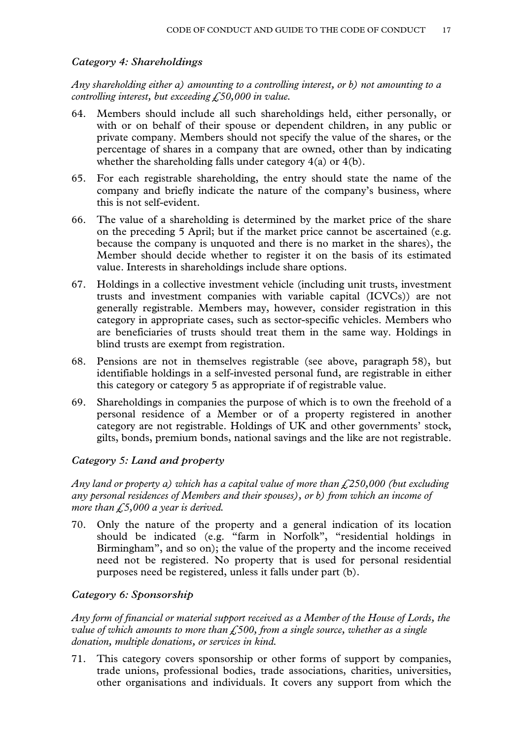### *Category 4: Shareholdings*

*Any shareholding either a) amounting to a controlling interest, or b) not amounting to a controlling interest, but exceeding £50,000 in value.*

64. Members should include all such shareholdings held, either personally, or with or on behalf of their spouse or dependent children, in any public or private company. Members should not specify the value of the shares, or the percentage of shares in a company that are owned, other than by indicating whether the shareholding falls under category 4(a) or 4(b).

65. For each registrable shareholding, the entry should state the name of the company and briefly indicate the nature of the company's business, where this is not self-evident.

66. The value of a shareholding is determined by the market price of the share on the preceding 5 April; but if the market price cannot be ascertained (e.g. because the company is unquoted and there is no market in the shares), the Member should decide whether to register it on the basis of its estimated value. Interests in shareholdings include share options.

67. Holdings in a collective investment vehicle (including unit trusts, investment trusts and investment companies with variable capital (ICVCs)) are not generally registrable. Members may, however, consider registration in this category in appropriate cases, such as sector-specific vehicles. Members who are beneficiaries of trusts should treat them in the same way. Holdings in blind trusts are exempt from registration.

68. Pensions are not in themselves registrable (see above, paragraph 58), but identifiable holdings in a self-invested personal fund, are registrable in either this category or category 5 as appropriate if of registrable value.

69. Shareholdings in companies the purpose of which is to own the freehold of a personal residence of a Member or of a property registered in another category are not registrable. Holdings of UK and other governments' stock, gilts, bonds, premium bonds, national savings and the like are not registrable.

### *Category 5: Land and property*

*Any land or property a) which has a capital value of more than £250,000 (but excluding any personal residences of Members and their spouses), or b) from which an income of more than £5,000 a year is derived.*

70. Only the nature of the property and a general indication of its location should be indicated (e.g. "farm in Norfolk", "residential holdings in Birmingham", and so on); the value of the property and the income received need not be registered. No property that is used for personal residential purposes need be registered, unless it falls under part (b).

### *Category 6: Sponsorship*

*Any form of financial or material support received as a Member of the House of Lords, the value of which amounts to more than £500, from a single source, whether as a single donation, multiple donations, or services in kind.*

71. This category covers sponsorship or other forms of support by companies, trade unions, professional bodies, trade associations, charities, universities, other organisations and individuals. It covers any support from which the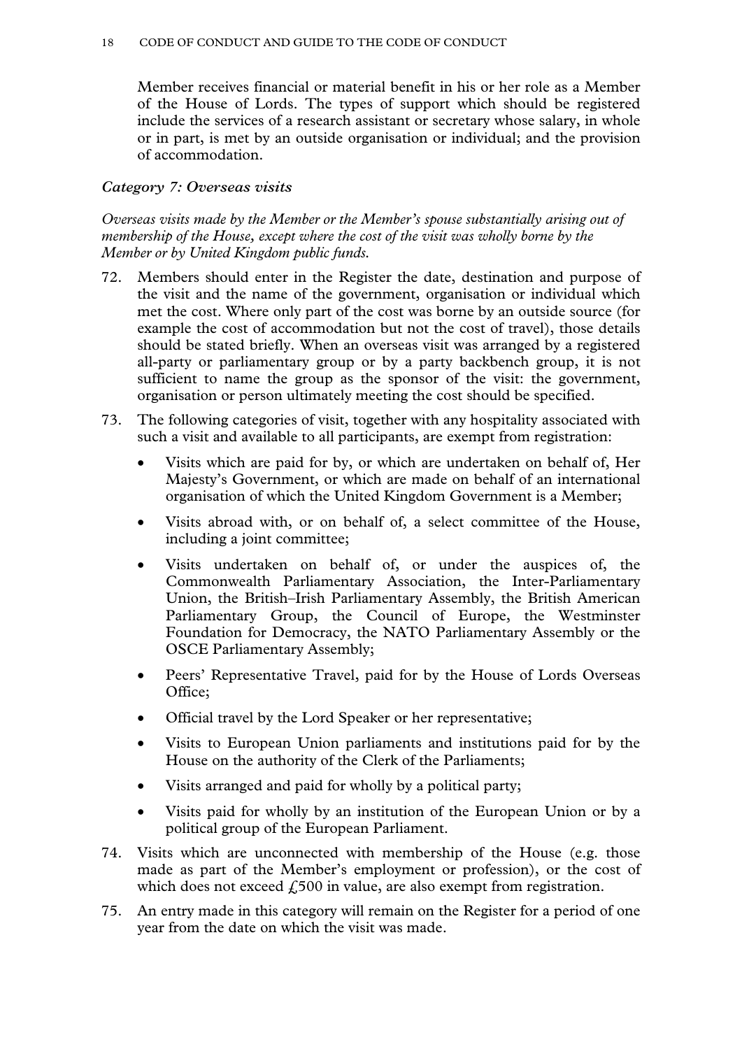Member receives financial or material benefit in his or her role as a Member of the House of Lords. The types of support which should be registered include the services of a research assistant or secretary whose salary, in whole or in part, is met by an outside organisation or individual; and the provision of accommodation.

### *Category 7: Overseas visits*

*Overseas visits made by the Member or the Member's spouse substantially arising out of membership of the House, except where the cost of the visit was wholly borne by the Member or by United Kingdom public funds.*

72. Members should enter in the Register the date, destination and purpose of the visit and the name of the government, organisation or individual which met the cost. Where only part of the cost was borne by an outside source (for example the cost of accommodation but not the cost of travel), those details should be stated briefly. When an overseas visit was arranged by a registered all-party or parliamentary group or by a party backbench group, it is not sufficient to name the group as the sponsor of the visit: the government, organisation or person ultimately meeting the cost should be specified.

73. The following categories of visit, together with any hospitality associated with such a visit and available to all participants, are exempt from registration:

    - Visits which are paid for by, or which are undertaken on behalf of, Her Majesty's Government, or which are made on behalf of an international organisation of which the United Kingdom Government is a Member;
    - Visits abroad with, or on behalf of, a select committee of the House, including a joint committee;
    - Visits undertaken on behalf of, or under the auspices of, the Commonwealth Parliamentary Association, the Inter-Parliamentary Union, the British–Irish Parliamentary Assembly, the British American Parliamentary Group, the Council of Europe, the Westminster Foundation for Democracy, the NATO Parliamentary Assembly or the OSCE Parliamentary Assembly;
    - Peers' Representative Travel, paid for by the House of Lords Overseas Office;
    - Official travel by the Lord Speaker or her representative;
    - Visits to European Union parliaments and institutions paid for by the House on the authority of the Clerk of the Parliaments;
    - Visits arranged and paid for wholly by a political party;
    - Visits paid for wholly by an institution of the European Union or by a political group of the European Parliament.

74. Visits which are unconnected with membership of the House (e.g. those made as part of the Member's employment or profession), or the cost of which does not exceed £500 in value, are also exempt from registration.

75. An entry made in this category will remain on the Register for a period of one year from the date on which the visit was made.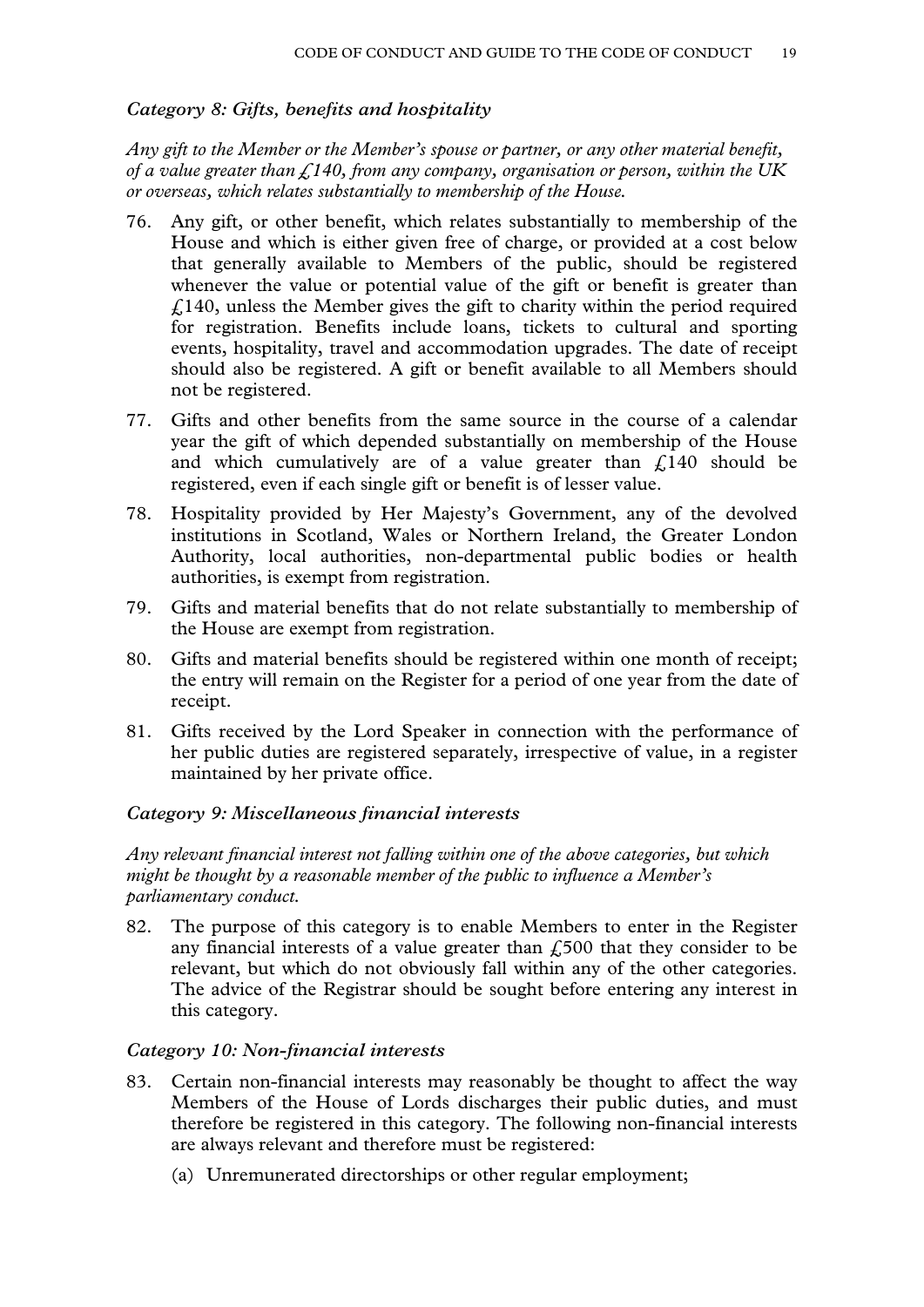### *Category 8: Gifts, benefits and hospitality*

*Any gift to the Member or the Member's spouse or partner, or any other material benefit, of a value greater than £140, from any company, organisation or person, within the UK or overseas, which relates substantially to membership of the House.*

76. Any gift, or other benefit, which relates substantially to membership of the House and which is either given free of charge, or provided at a cost below that generally available to Members of the public, should be registered whenever the value or potential value of the gift or benefit is greater than £140, unless the Member gives the gift to charity within the period required for registration. Benefits include loans, tickets to cultural and sporting events, hospitality, travel and accommodation upgrades. The date of receipt should also be registered. A gift or benefit available to all Members should not be registered.
77. Gifts and other benefits from the same source in the course of a calendar year the gift of which depended substantially on membership of the House and which cumulatively are of a value greater than £140 should be registered, even if each single gift or benefit is of lesser value.
78. Hospitality provided by Her Majesty's Government, any of the devolved institutions in Scotland, Wales or Northern Ireland, the Greater London Authority, local authorities, non-departmental public bodies or health authorities, is exempt from registration.
79. Gifts and material benefits that do not relate substantially to membership of the House are exempt from registration.
80. Gifts and material benefits should be registered within one month of receipt; the entry will remain on the Register for a period of one year from the date of receipt.
81. Gifts received by the Lord Speaker in connection with the performance of her public duties are registered separately, irrespective of value, in a register maintained by her private office.

### *Category 9: Miscellaneous financial interests*

*Any relevant financial interest not falling within one of the above categories, but which might be thought by a reasonable member of the public to influence a Member's parliamentary conduct.*

82. The purpose of this category is to enable Members to enter in the Register any financial interests of a value greater than £500 that they consider to be relevant, but which do not obviously fall within any of the other categories. The advice of the Registrar should be sought before entering any interest in this category.

### *Category 10: Non-financial interests*

83. Certain non-financial interests may reasonably be thought to affect the way Members of the House of Lords discharges their public duties, and must therefore be registered in this category. The following non-financial interests are always relevant and therefore must be registered:
    (a) Unremunerated directorships or other regular employment;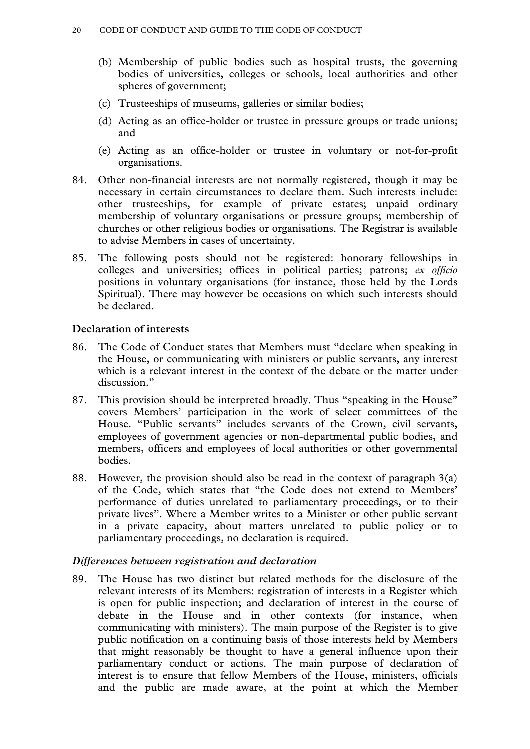(b) Membership of public bodies such as hospital trusts, the governing bodies of universities, colleges or schools, local authorities and other spheres of government;

(c) Trusteeships of museums, galleries or similar bodies;

(d) Acting as an office-holder or trustee in pressure groups or trade unions; and

(e) Acting as an office-holder or trustee in voluntary or not-for-profit organisations.

84. Other non-financial interests are not normally registered, though it may be necessary in certain circumstances to declare them. Such interests include: other trusteeships, for example of private estates; unpaid ordinary membership of voluntary organisations or pressure groups; membership of churches or other religious bodies or organisations. The Registrar is available to advise Members in cases of uncertainty.

85. The following posts should not be registered: honorary fellowships in colleges and universities; offices in political parties; patrons; *ex officio* positions in voluntary organisations (for instance, those held by the Lords Spiritual). There may however be occasions on which such interests should be declared.

### Declaration of interests

86. The Code of Conduct states that Members must "declare when speaking in the House, or communicating with ministers or public servants, any interest which is a relevant interest in the context of the debate or the matter under discussion."

87. This provision should be interpreted broadly. Thus "speaking in the House" covers Members' participation in the work of select committees of the House. "Public servants" includes servants of the Crown, civil servants, employees of government agencies or non-departmental public bodies, and members, officers and employees of local authorities or other governmental bodies.

88. However, the provision should also be read in the context of paragraph 3(a) of the Code, which states that "the Code does not extend to Members' performance of duties unrelated to parliamentary proceedings, or to their private lives". Where a Member writes to a Minister or other public servant in a private capacity, about matters unrelated to public policy or to parliamentary proceedings, no declaration is required.

#### *Differences between registration and declaration*

89. The House has two distinct but related methods for the disclosure of the relevant interests of its Members: registration of interests in a Register which is open for public inspection; and declaration of interest in the course of debate in the House and in other contexts (for instance, when communicating with ministers). The main purpose of the Register is to give public notification on a continuing basis of those interests held by Members that might reasonably be thought to have a general influence upon their parliamentary conduct or actions. The main purpose of declaration of interest is to ensure that fellow Members of the House, ministers, officials and the public are made aware, at the point at which the Member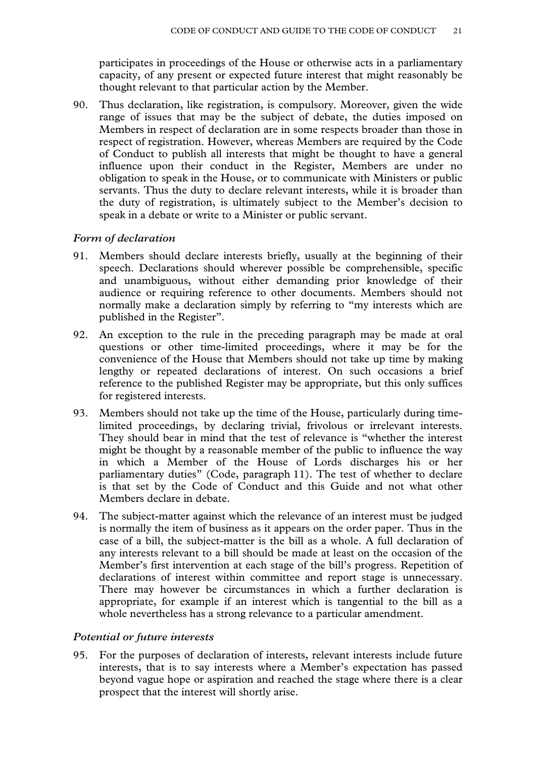participates in proceedings of the House or otherwise acts in a parliamentary capacity, of any present or expected future interest that might reasonably be thought relevant to that particular action by the Member.

90. Thus declaration, like registration, is compulsory. Moreover, given the wide range of issues that may be the subject of debate, the duties imposed on Members in respect of declaration are in some respects broader than those in respect of registration. However, whereas Members are required by the Code of Conduct to publish all interests that might be thought to have a general influence upon their conduct in the Register, Members are under no obligation to speak in the House, or to communicate with Ministers or public servants. Thus the duty to declare relevant interests, while it is broader than the duty of registration, is ultimately subject to the Member's decision to speak in a debate or write to a Minister or public servant.

### *Form of declaration*

91. Members should declare interests briefly, usually at the beginning of their speech. Declarations should wherever possible be comprehensible, specific and unambiguous, without either demanding prior knowledge of their audience or requiring reference to other documents. Members should not normally make a declaration simply by referring to "my interests which are published in the Register".

92. An exception to the rule in the preceding paragraph may be made at oral questions or other time-limited proceedings, where it may be for the convenience of the House that Members should not take up time by making lengthy or repeated declarations of interest. On such occasions a brief reference to the published Register may be appropriate, but this only suffices for registered interests.

93. Members should not take up the time of the House, particularly during time-limited proceedings, by declaring trivial, frivolous or irrelevant interests. They should bear in mind that the test of relevance is "whether the interest might be thought by a reasonable member of the public to influence the way in which a Member of the House of Lords discharges his or her parliamentary duties" (Code, paragraph 11). The test of whether to declare is that set by the Code of Conduct and this Guide and not what other Members declare in debate.

94. The subject-matter against which the relevance of an interest must be judged is normally the item of business as it appears on the order paper. Thus in the case of a bill, the subject-matter is the bill as a whole. A full declaration of any interests relevant to a bill should be made at least on the occasion of the Member's first intervention at each stage of the bill's progress. Repetition of declarations of interest within committee and report stage is unnecessary. There may however be circumstances in which a further declaration is appropriate, for example if an interest which is tangential to the bill as a whole nevertheless has a strong relevance to a particular amendment.

### *Potential or future interests*

95. For the purposes of declaration of interests, relevant interests include future interests, that is to say interests where a Member's expectation has passed beyond vague hope or aspiration and reached the stage where there is a clear prospect that the interest will shortly arise.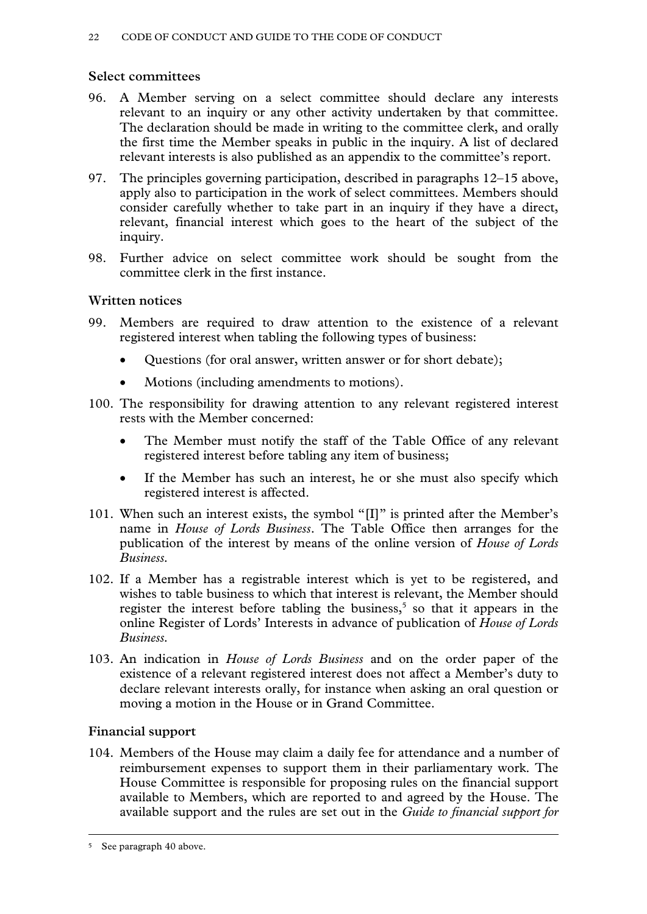### Select committees

96. A Member serving on a select committee should declare any interests relevant to an inquiry or any other activity undertaken by that committee. The declaration should be made in writing to the committee clerk, and orally the first time the Member speaks in public in the inquiry. A list of declared relevant interests is also published as an appendix to the committee's report.

97. The principles governing participation, described in paragraphs 12–15 above, apply also to participation in the work of select committees. Members should consider carefully whether to take part in an inquiry if they have a direct, relevant, financial interest which goes to the heart of the subject of the inquiry.

98. Further advice on select committee work should be sought from the committee clerk in the first instance.

### Written notices

99. Members are required to draw attention to the existence of a relevant registered interest when tabling the following types of business:

    - Questions (for oral answer, written answer or for short debate);
    - Motions (including amendments to motions).

100. The responsibility for drawing attention to any relevant registered interest rests with the Member concerned:

    - The Member must notify the staff of the Table Office of any relevant registered interest before tabling any item of business;
    - If the Member has such an interest, he or she must also specify which registered interest is affected.

101. When such an interest exists, the symbol "[I]" is printed after the Member's name in *House of Lords Business*. The Table Office then arranges for the publication of the interest by means of the online version of *House of Lords Business*.

102. If a Member has a registrable interest which is yet to be registered, and wishes to table business to which that interest is relevant, the Member should register the interest before tabling the business,[5] so that it appears in the online Register of Lords' Interests in advance of publication of *House of Lords Business*.

103. An indication in *House of Lords Business* and on the order paper of the existence of a relevant registered interest does not affect a Member's duty to declare relevant interests orally, for instance when asking an oral question or moving a motion in the House or in Grand Committee.

### Financial support

104. Members of the House may claim a daily fee for attendance and a number of reimbursement expenses to support them in their parliamentary work. The House Committee is responsible for proposing rules on the financial support available to Members, which are reported to and agreed by the House. The available support and the rules are set out in the *Guide to financial support for*

---

[5] See paragraph 40 above.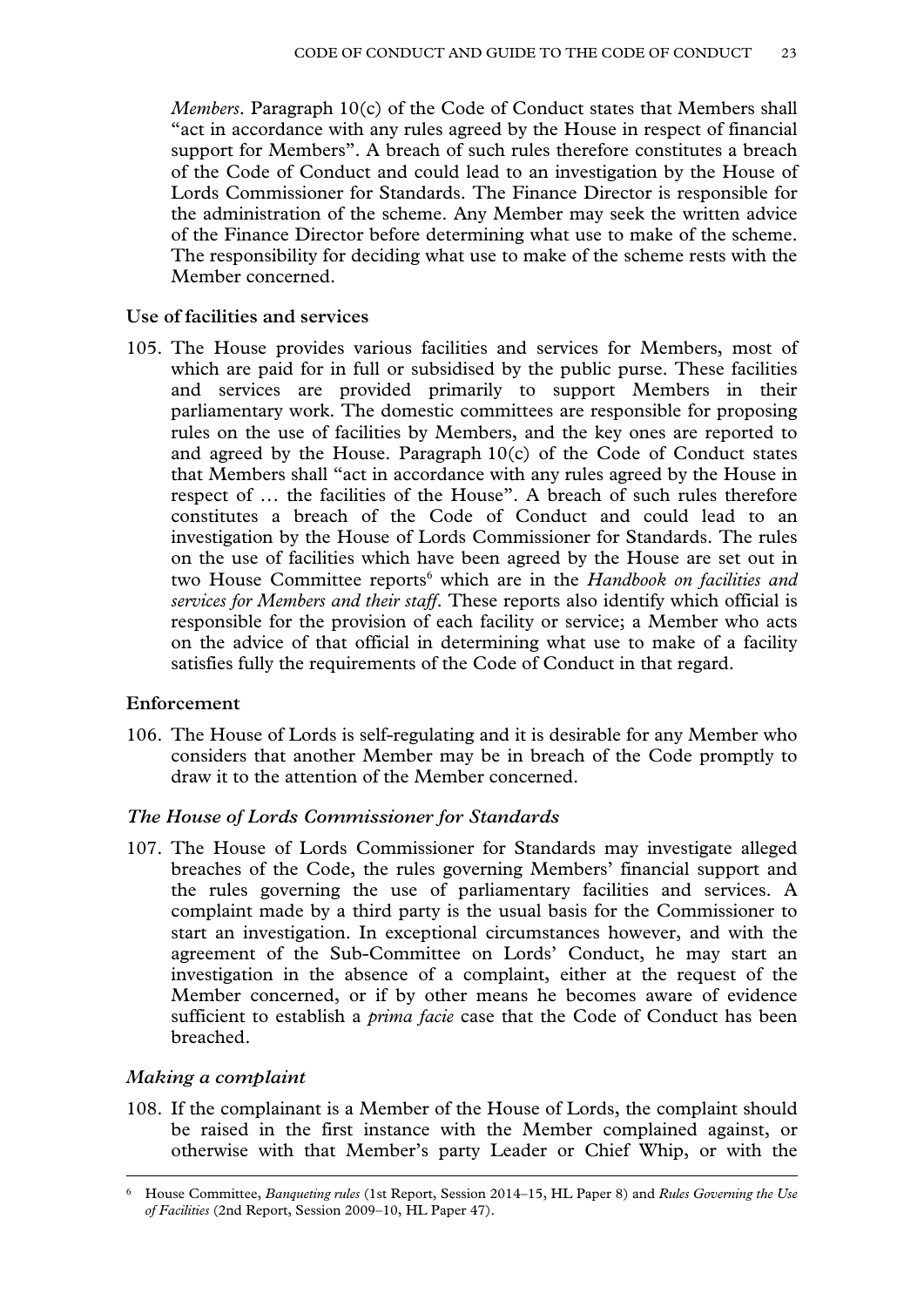*Members*. Paragraph 10(c) of the Code of Conduct states that Members shall "act in accordance with any rules agreed by the House in respect of financial support for Members". A breach of such rules therefore constitutes a breach of the Code of Conduct and could lead to an investigation by the House of Lords Commissioner for Standards. The Finance Director is responsible for the administration of the scheme. Any Member may seek the written advice of the Finance Director before determining what use to make of the scheme. The responsibility for deciding what use to make of the scheme rests with the Member concerned.

**Use of facilities and services**

105. The House provides various facilities and services for Members, most of which are paid for in full or subsidised by the public purse. These facilities and services are provided primarily to support Members in their parliamentary work. The domestic committees are responsible for proposing rules on the use of facilities by Members, and the key ones are reported to and agreed by the House. Paragraph 10(c) of the Code of Conduct states that Members shall "act in accordance with any rules agreed by the House in respect of … the facilities of the House". A breach of such rules therefore constitutes a breach of the Code of Conduct and could lead to an investigation by the House of Lords Commissioner for Standards. The rules on the use of facilities which have been agreed by the House are set out in two House Committee reports[6] which are in the *Handbook on facilities and services for Members and their staff*. These reports also identify which official is responsible for the provision of each facility or service; a Member who acts on the advice of that official in determining what use to make of a facility satisfies fully the requirements of the Code of Conduct in that regard.

## Enforcement

106. The House of Lords is self-regulating and it is desirable for any Member who considers that another Member may be in breach of the Code promptly to draw it to the attention of the Member concerned.

### *The House of Lords Commissioner for Standards*

107. The House of Lords Commissioner for Standards may investigate alleged breaches of the Code, the rules governing Members' financial support and the rules governing the use of parliamentary facilities and services. A complaint made by a third party is the usual basis for the Commissioner to start an investigation. In exceptional circumstances however, and with the agreement of the Sub-Committee on Lords' Conduct, he may start an investigation in the absence of a complaint, either at the request of the Member concerned, or if by other means he becomes aware of evidence sufficient to establish a *prima facie* case that the Code of Conduct has been breached.

### *Making a complaint*

108. If the complainant is a Member of the House of Lords, the complaint should be raised in the first instance with the Member complained against, or otherwise with that Member's party Leader or Chief Whip, or with the

---

[6] House Committee, *Banqueting rules* (1st Report, Session 2014–15, HL Paper 8) and *Rules Governing the Use of Facilities* (2nd Report, Session 2009–10, HL Paper 47).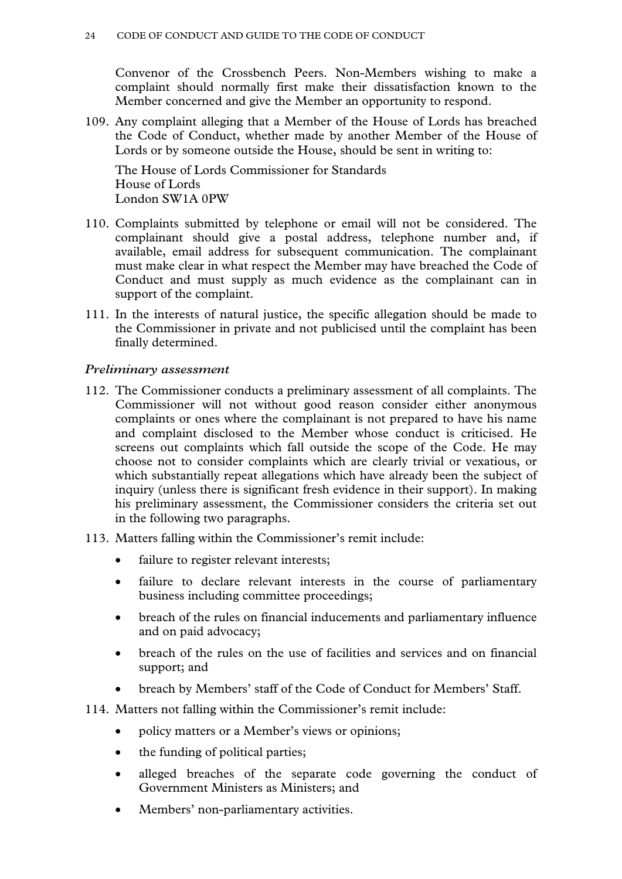Convenor of the Crossbench Peers. Non-Members wishing to make a complaint should normally first make their dissatisfaction known to the Member concerned and give the Member an opportunity to respond.

109. Any complaint alleging that a Member of the House of Lords has breached the Code of Conduct, whether made by another Member of the House of Lords or by someone outside the House, should be sent in writing to:

     The House of Lords Commissioner for Standards
     House of Lords
     London SW1A 0PW

110. Complaints submitted by telephone or email will not be considered. The complainant should give a postal address, telephone number and, if available, email address for subsequent communication. The complainant must make clear in what respect the Member may have breached the Code of Conduct and must supply as much evidence as the complainant can in support of the complaint.

111. In the interests of natural justice, the specific allegation should be made to the Commissioner in private and not publicised until the complaint has been finally determined.

### *Preliminary assessment*

112. The Commissioner conducts a preliminary assessment of all complaints. The Commissioner will not without good reason consider either anonymous complaints or ones where the complainant is not prepared to have his name and complaint disclosed to the Member whose conduct is criticised. He screens out complaints which fall outside the scope of the Code. He may choose not to consider complaints which are clearly trivial or vexatious, or which substantially repeat allegations which have already been the subject of inquiry (unless there is significant fresh evidence in their support). In making his preliminary assessment, the Commissioner considers the criteria set out in the following two paragraphs.

113. Matters falling within the Commissioner's remit include:

     - failure to register relevant interests;
     - failure to declare relevant interests in the course of parliamentary business including committee proceedings;
     - breach of the rules on financial inducements and parliamentary influence and on paid advocacy;
     - breach of the rules on the use of facilities and services and on financial support; and
     - breach by Members' staff of the Code of Conduct for Members' Staff.

114. Matters not falling within the Commissioner's remit include:

     - policy matters or a Member's views or opinions;
     - the funding of political parties;
     - alleged breaches of the separate code governing the conduct of Government Ministers as Ministers; and
     - Members' non-parliamentary activities.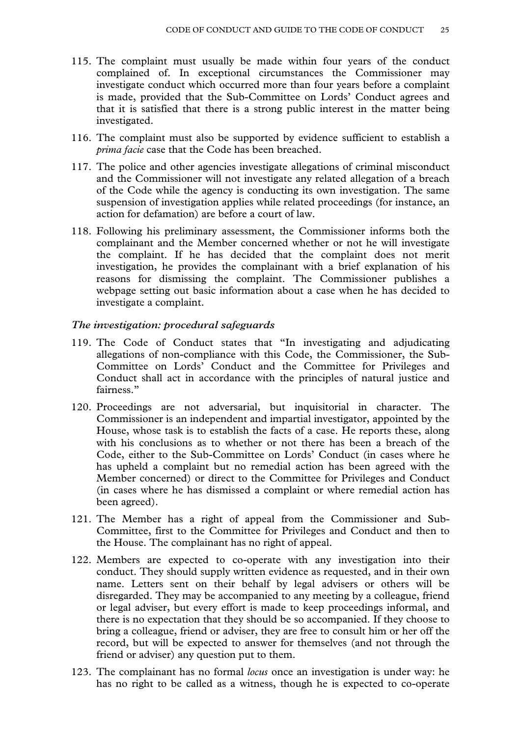115. The complaint must usually be made within four years of the conduct complained of. In exceptional circumstances the Commissioner may investigate conduct which occurred more than four years before a complaint is made, provided that the Sub-Committee on Lords' Conduct agrees and that it is satisfied that there is a strong public interest in the matter being investigated.

116. The complaint must also be supported by evidence sufficient to establish a *prima facie* case that the Code has been breached.

117. The police and other agencies investigate allegations of criminal misconduct and the Commissioner will not investigate any related allegation of a breach of the Code while the agency is conducting its own investigation. The same suspension of investigation applies while related proceedings (for instance, an action for defamation) are before a court of law.

118. Following his preliminary assessment, the Commissioner informs both the complainant and the Member concerned whether or not he will investigate the complaint. If he has decided that the complaint does not merit investigation, he provides the complainant with a brief explanation of his reasons for dismissing the complaint. The Commissioner publishes a webpage setting out basic information about a case when he has decided to investigate a complaint.

### *The investigation: procedural safeguards*

119. The Code of Conduct states that "In investigating and adjudicating allegations of non-compliance with this Code, the Commissioner, the Sub-Committee on Lords' Conduct and the Committee for Privileges and Conduct shall act in accordance with the principles of natural justice and fairness."

120. Proceedings are not adversarial, but inquisitorial in character. The Commissioner is an independent and impartial investigator, appointed by the House, whose task is to establish the facts of a case. He reports these, along with his conclusions as to whether or not there has been a breach of the Code, either to the Sub-Committee on Lords' Conduct (in cases where he has upheld a complaint but no remedial action has been agreed with the Member concerned) or direct to the Committee for Privileges and Conduct (in cases where he has dismissed a complaint or where remedial action has been agreed).

121. The Member has a right of appeal from the Commissioner and Sub-Committee, first to the Committee for Privileges and Conduct and then to the House. The complainant has no right of appeal.

122. Members are expected to co-operate with any investigation into their conduct. They should supply written evidence as requested, and in their own name. Letters sent on their behalf by legal advisers or others will be disregarded. They may be accompanied to any meeting by a colleague, friend or legal adviser, but every effort is made to keep proceedings informal, and there is no expectation that they should be so accompanied. If they choose to bring a colleague, friend or adviser, they are free to consult him or her off the record, but will be expected to answer for themselves (and not through the friend or adviser) any question put to them.

123. The complainant has no formal *locus* once an investigation is under way: he has no right to be called as a witness, though he is expected to co-operate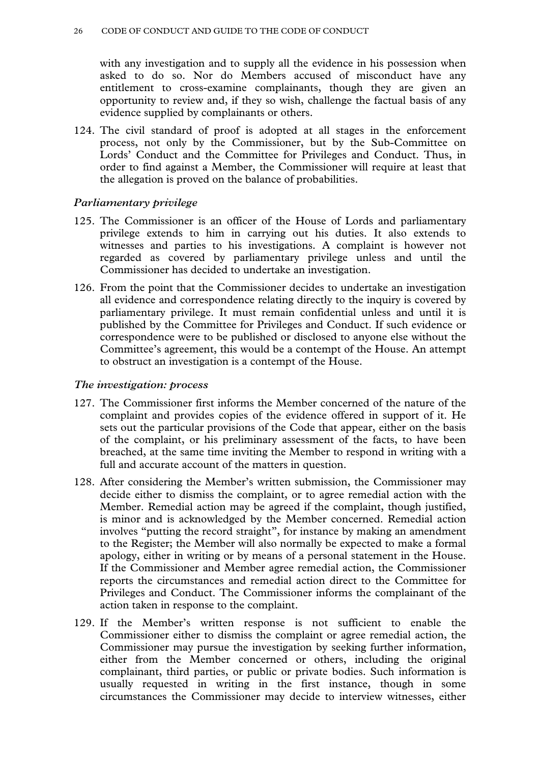with any investigation and to supply all the evidence in his possession when asked to do so. Nor do Members accused of misconduct have any entitlement to cross-examine complainants, though they are given an opportunity to review and, if they so wish, challenge the factual basis of any evidence supplied by complainants or others.

124. The civil standard of proof is adopted at all stages in the enforcement process, not only by the Commissioner, but by the Sub-Committee on Lords' Conduct and the Committee for Privileges and Conduct. Thus, in order to find against a Member, the Commissioner will require at least that the allegation is proved on the balance of probabilities.

### *Parliamentary privilege*

125. The Commissioner is an officer of the House of Lords and parliamentary privilege extends to him in carrying out his duties. It also extends to witnesses and parties to his investigations. A complaint is however not regarded as covered by parliamentary privilege unless and until the Commissioner has decided to undertake an investigation.

126. From the point that the Commissioner decides to undertake an investigation all evidence and correspondence relating directly to the inquiry is covered by parliamentary privilege. It must remain confidential unless and until it is published by the Committee for Privileges and Conduct. If such evidence or correspondence were to be published or disclosed to anyone else without the Committee's agreement, this would be a contempt of the House. An attempt to obstruct an investigation is a contempt of the House.

### *The investigation: process*

127. The Commissioner first informs the Member concerned of the nature of the complaint and provides copies of the evidence offered in support of it. He sets out the particular provisions of the Code that appear, either on the basis of the complaint, or his preliminary assessment of the facts, to have been breached, at the same time inviting the Member to respond in writing with a full and accurate account of the matters in question.

128. After considering the Member's written submission, the Commissioner may decide either to dismiss the complaint, or to agree remedial action with the Member. Remedial action may be agreed if the complaint, though justified, is minor and is acknowledged by the Member concerned. Remedial action involves "putting the record straight", for instance by making an amendment to the Register; the Member will also normally be expected to make a formal apology, either in writing or by means of a personal statement in the House. If the Commissioner and Member agree remedial action, the Commissioner reports the circumstances and remedial action direct to the Committee for Privileges and Conduct. The Commissioner informs the complainant of the action taken in response to the complaint.

129. If the Member's written response is not sufficient to enable the Commissioner either to dismiss the complaint or agree remedial action, the Commissioner may pursue the investigation by seeking further information, either from the Member concerned or others, including the original complainant, third parties, or public or private bodies. Such information is usually requested in writing in the first instance, though in some circumstances the Commissioner may decide to interview witnesses, either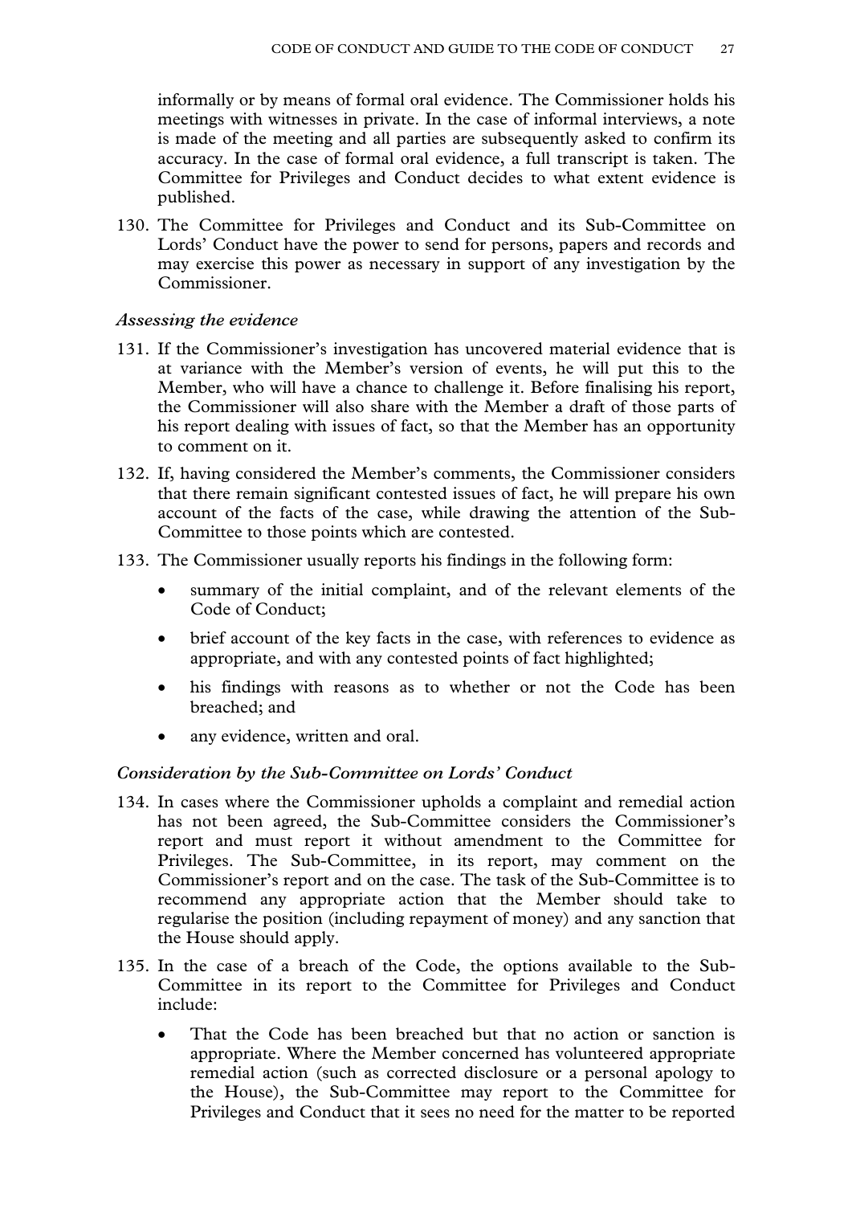informally or by means of formal oral evidence. The Commissioner holds his meetings with witnesses in private. In the case of informal interviews, a note is made of the meeting and all parties are subsequently asked to confirm its accuracy. In the case of formal oral evidence, a full transcript is taken. The Committee for Privileges and Conduct decides to what extent evidence is published.

130. The Committee for Privileges and Conduct and its Sub-Committee on Lords' Conduct have the power to send for persons, papers and records and may exercise this power as necessary in support of any investigation by the Commissioner.

### *Assessing the evidence*

131. If the Commissioner's investigation has uncovered material evidence that is at variance with the Member's version of events, he will put this to the Member, who will have a chance to challenge it. Before finalising his report, the Commissioner will also share with the Member a draft of those parts of his report dealing with issues of fact, so that the Member has an opportunity to comment on it.

132. If, having considered the Member's comments, the Commissioner considers that there remain significant contested issues of fact, he will prepare his own account of the facts of the case, while drawing the attention of the Sub-Committee to those points which are contested.

133. The Commissioner usually reports his findings in the following form:

   - summary of the initial complaint, and of the relevant elements of the Code of Conduct;
   - brief account of the key facts in the case, with references to evidence as appropriate, and with any contested points of fact highlighted;
   - his findings with reasons as to whether or not the Code has been breached; and
   - any evidence, written and oral.

### *Consideration by the Sub-Committee on Lords' Conduct*

134. In cases where the Commissioner upholds a complaint and remedial action has not been agreed, the Sub-Committee considers the Commissioner's report and must report it without amendment to the Committee for Privileges. The Sub-Committee, in its report, may comment on the Commissioner's report and on the case. The task of the Sub-Committee is to recommend any appropriate action that the Member should take to regularise the position (including repayment of money) and any sanction that the House should apply.

135. In the case of a breach of the Code, the options available to the Sub-Committee in its report to the Committee for Privileges and Conduct include:

   - That the Code has been breached but that no action or sanction is appropriate. Where the Member concerned has volunteered appropriate remedial action (such as corrected disclosure or a personal apology to the House), the Sub-Committee may report to the Committee for Privileges and Conduct that it sees no need for the matter to be reported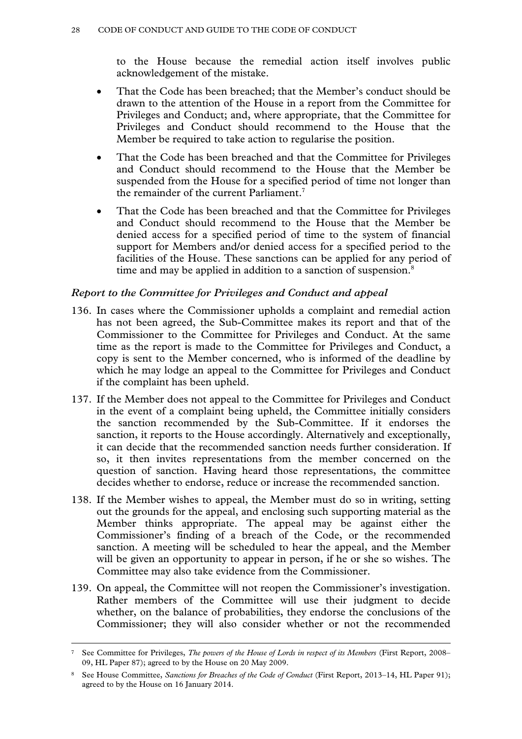to the House because the remedial action itself involves public acknowledgement of the mistake.

- That the Code has been breached; that the Member's conduct should be drawn to the attention of the House in a report from the Committee for Privileges and Conduct; and, where appropriate, that the Committee for Privileges and Conduct should recommend to the House that the Member be required to take action to regularise the position.
- That the Code has been breached and that the Committee for Privileges and Conduct should recommend to the House that the Member be suspended from the House for a specified period of time not longer than the remainder of the current Parliament.[7]
- That the Code has been breached and that the Committee for Privileges and Conduct should recommend to the House that the Member be denied access for a specified period of time to the system of financial support for Members and/or denied access for a specified period to the facilities of the House. These sanctions can be applied for any period of time and may be applied in addition to a sanction of suspension.[8]

### *Report to the Committee for Privileges and Conduct and appeal*

136. In cases where the Commissioner upholds a complaint and remedial action has not been agreed, the Sub-Committee makes its report and that of the Commissioner to the Committee for Privileges and Conduct. At the same time as the report is made to the Committee for Privileges and Conduct, a copy is sent to the Member concerned, who is informed of the deadline by which he may lodge an appeal to the Committee for Privileges and Conduct if the complaint has been upheld.

137. If the Member does not appeal to the Committee for Privileges and Conduct in the event of a complaint being upheld, the Committee initially considers the sanction recommended by the Sub-Committee. If it endorses the sanction, it reports to the House accordingly. Alternatively and exceptionally, it can decide that the recommended sanction needs further consideration. If so, it then invites representations from the member concerned on the question of sanction. Having heard those representations, the committee decides whether to endorse, reduce or increase the recommended sanction.

138. If the Member wishes to appeal, the Member must do so in writing, setting out the grounds for the appeal, and enclosing such supporting material as the Member thinks appropriate. The appeal may be against either the Commissioner's finding of a breach of the Code, or the recommended sanction. A meeting will be scheduled to hear the appeal, and the Member will be given an opportunity to appear in person, if he or she so wishes. The Committee may also take evidence from the Commissioner.

139. On appeal, the Committee will not reopen the Commissioner's investigation. Rather members of the Committee will use their judgment to decide whether, on the balance of probabilities, they endorse the conclusions of the Commissioner; they will also consider whether or not the recommended

---

[7] See Committee for Privileges, *The powers of the House of Lords in respect of its Members* (First Report, 2008–09, HL Paper 87); agreed to by the House on 20 May 2009.

[8] See House Committee, *Sanctions for Breaches of the Code of Conduct* (First Report, 2013–14, HL Paper 91); agreed to by the House on 16 January 2014.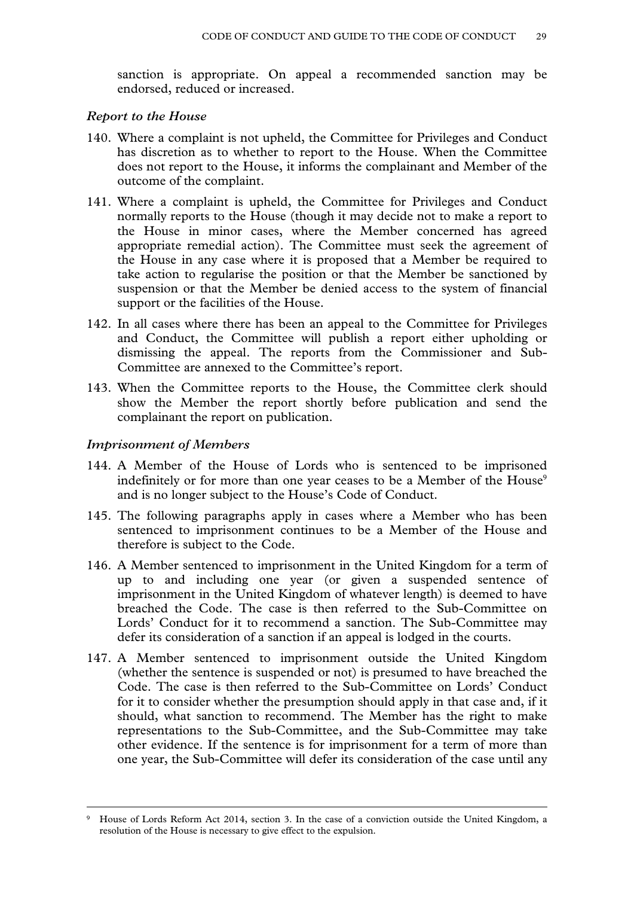sanction is appropriate. On appeal a recommended sanction may be endorsed, reduced or increased.

### *Report to the House*

140. Where a complaint is not upheld, the Committee for Privileges and Conduct has discretion as to whether to report to the House. When the Committee does not report to the House, it informs the complainant and Member of the outcome of the complaint.

141. Where a complaint is upheld, the Committee for Privileges and Conduct normally reports to the House (though it may decide not to make a report to the House in minor cases, where the Member concerned has agreed appropriate remedial action). The Committee must seek the agreement of the House in any case where it is proposed that a Member be required to take action to regularise the position or that the Member be sanctioned by suspension or that the Member be denied access to the system of financial support or the facilities of the House.

142. In all cases where there has been an appeal to the Committee for Privileges and Conduct, the Committee will publish a report either upholding or dismissing the appeal. The reports from the Commissioner and Sub-Committee are annexed to the Committee's report.

143. When the Committee reports to the House, the Committee clerk should show the Member the report shortly before publication and send the complainant the report on publication.

### *Imprisonment of Members*

144. A Member of the House of Lords who is sentenced to be imprisoned indefinitely or for more than one year ceases to be a Member of the House[9] and is no longer subject to the House's Code of Conduct.

145. The following paragraphs apply in cases where a Member who has been sentenced to imprisonment continues to be a Member of the House and therefore is subject to the Code.

146. A Member sentenced to imprisonment in the United Kingdom for a term of up to and including one year (or given a suspended sentence of imprisonment in the United Kingdom of whatever length) is deemed to have breached the Code. The case is then referred to the Sub-Committee on Lords' Conduct for it to recommend a sanction. The Sub-Committee may defer its consideration of a sanction if an appeal is lodged in the courts.

147. A Member sentenced to imprisonment outside the United Kingdom (whether the sentence is suspended or not) is presumed to have breached the Code. The case is then referred to the Sub-Committee on Lords' Conduct for it to consider whether the presumption should apply in that case and, if it should, what sanction to recommend. The Member has the right to make representations to the Sub-Committee, and the Sub-Committee may take other evidence. If the sentence is for imprisonment for a term of more than one year, the Sub-Committee will defer its consideration of the case until any

---

[9] House of Lords Reform Act 2014, section 3. In the case of a conviction outside the United Kingdom, a resolution of the House is necessary to give effect to the expulsion.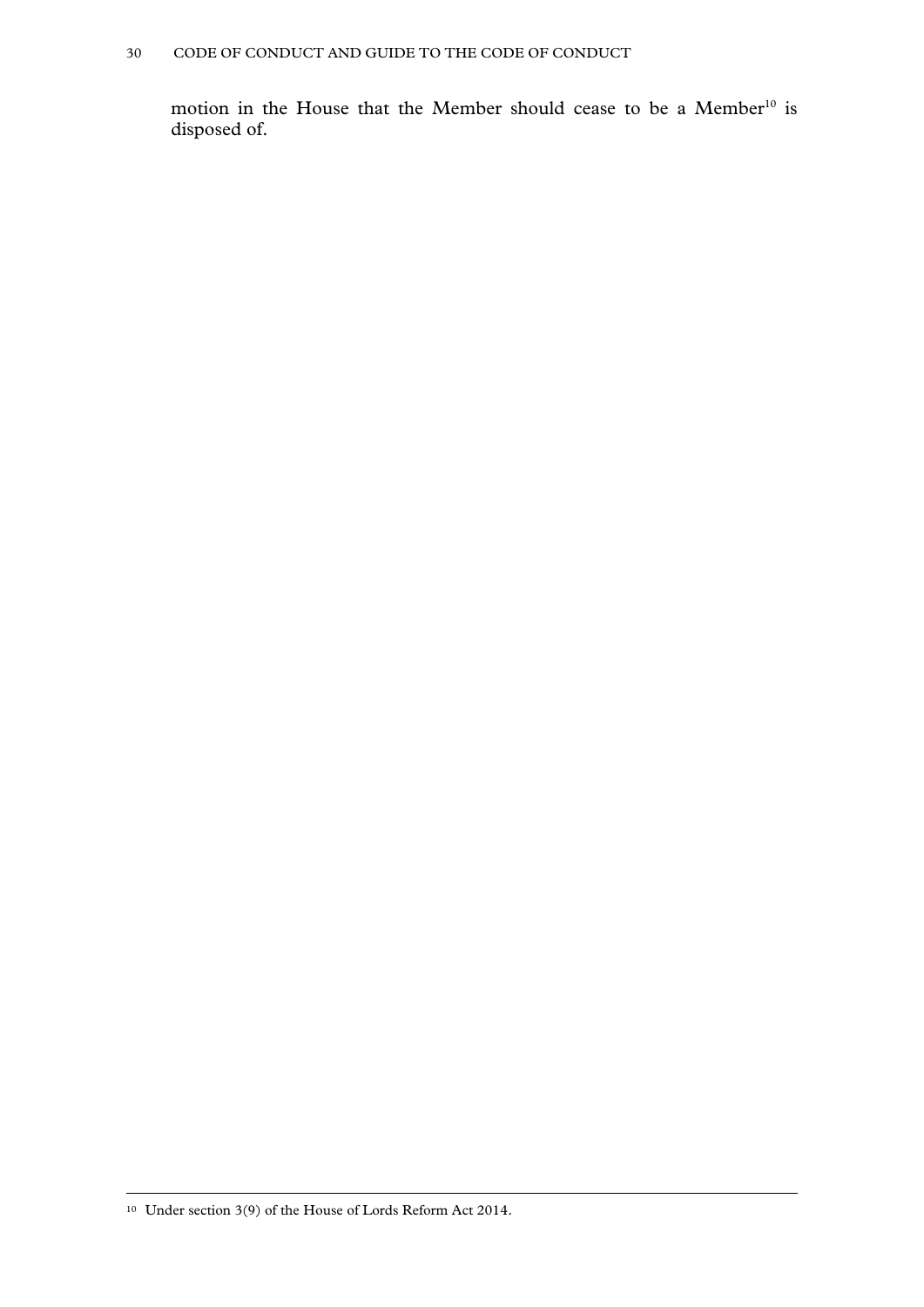motion in the House that the Member should cease to be a Member[10] is disposed of.

[10] Under section 3(9) of the House of Lords Reform Act 2014.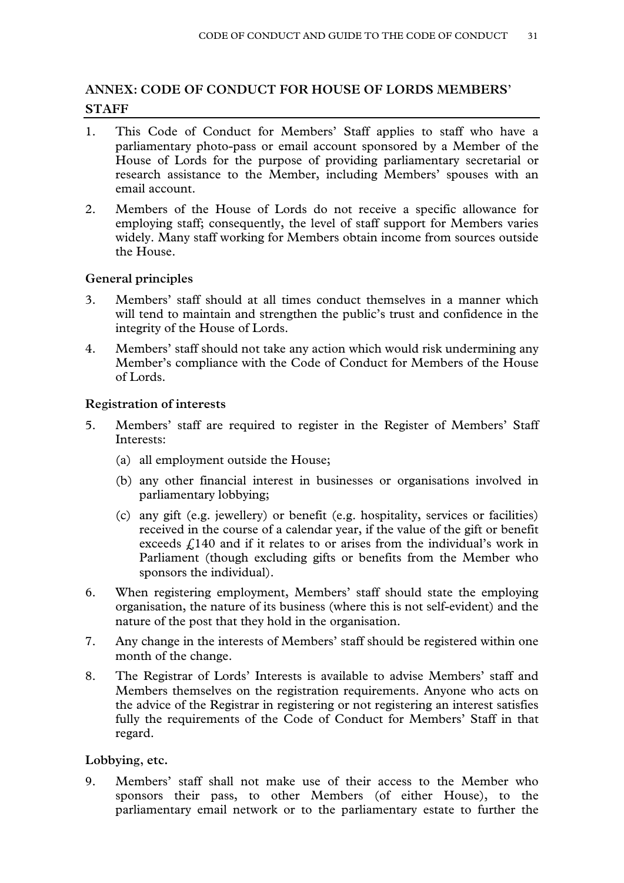## ANNEX: CODE OF CONDUCT FOR HOUSE OF LORDS MEMBERS' STAFF

1. This Code of Conduct for Members' Staff applies to staff who have a parliamentary photo-pass or email account sponsored by a Member of the House of Lords for the purpose of providing parliamentary secretarial or research assistance to the Member, including Members' spouses with an email account.

2. Members of the House of Lords do not receive a specific allowance for employing staff; consequently, the level of staff support for Members varies widely. Many staff working for Members obtain income from sources outside the House.

### General principles

3. Members' staff should at all times conduct themselves in a manner which will tend to maintain and strengthen the public's trust and confidence in the integrity of the House of Lords.

4. Members' staff should not take any action which would risk undermining any Member's compliance with the Code of Conduct for Members of the House of Lords.

### Registration of interests

5. Members' staff are required to register in the Register of Members' Staff Interests:
   - (a) all employment outside the House;
   - (b) any other financial interest in businesses or organisations involved in parliamentary lobbying;
   - (c) any gift (e.g. jewellery) or benefit (e.g. hospitality, services or facilities) received in the course of a calendar year, if the value of the gift or benefit exceeds £140 and if it relates to or arises from the individual's work in Parliament (though excluding gifts or benefits from the Member who sponsors the individual).

6. When registering employment, Members' staff should state the employing organisation, the nature of its business (where this is not self-evident) and the nature of the post that they hold in the organisation.

7. Any change in the interests of Members' staff should be registered within one month of the change.

8. The Registrar of Lords' Interests is available to advise Members' staff and Members themselves on the registration requirements. Anyone who acts on the advice of the Registrar in registering or not registering an interest satisfies fully the requirements of the Code of Conduct for Members' Staff in that regard.

### Lobbying, etc.

9. Members' staff shall not make use of their access to the Member who sponsors their pass, to other Members (of either House), to the parliamentary email network or to the parliamentary estate to further the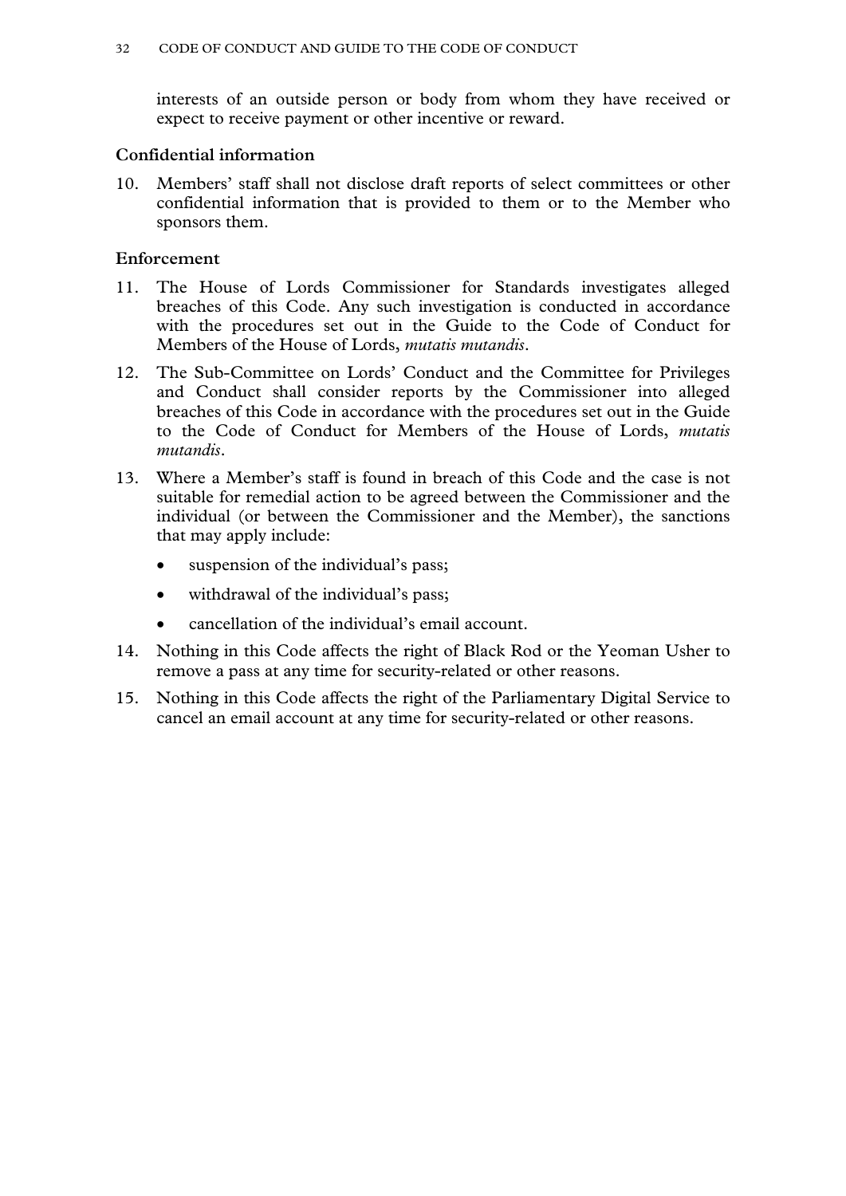interests of an outside person or body from whom they have received or expect to receive payment or other incentive or reward.

### Confidential information

10. Members' staff shall not disclose draft reports of select committees or other confidential information that is provided to them or to the Member who sponsors them.

### Enforcement

11. The House of Lords Commissioner for Standards investigates alleged breaches of this Code. Any such investigation is conducted in accordance with the procedures set out in the Guide to the Code of Conduct for Members of the House of Lords, *mutatis mutandis*.
12. The Sub-Committee on Lords' Conduct and the Committee for Privileges and Conduct shall consider reports by the Commissioner into alleged breaches of this Code in accordance with the procedures set out in the Guide to the Code of Conduct for Members of the House of Lords, *mutatis mutandis*.
13. Where a Member's staff is found in breach of this Code and the case is not suitable for remedial action to be agreed between the Commissioner and the individual (or between the Commissioner and the Member), the sanctions that may apply include:
    - suspension of the individual's pass;
    - withdrawal of the individual's pass;
    - cancellation of the individual's email account.
14. Nothing in this Code affects the right of Black Rod or the Yeoman Usher to remove a pass at any time for security-related or other reasons.
15. Nothing in this Code affects the right of the Parliamentary Digital Service to cancel an email account at any time for security-related or other reasons.